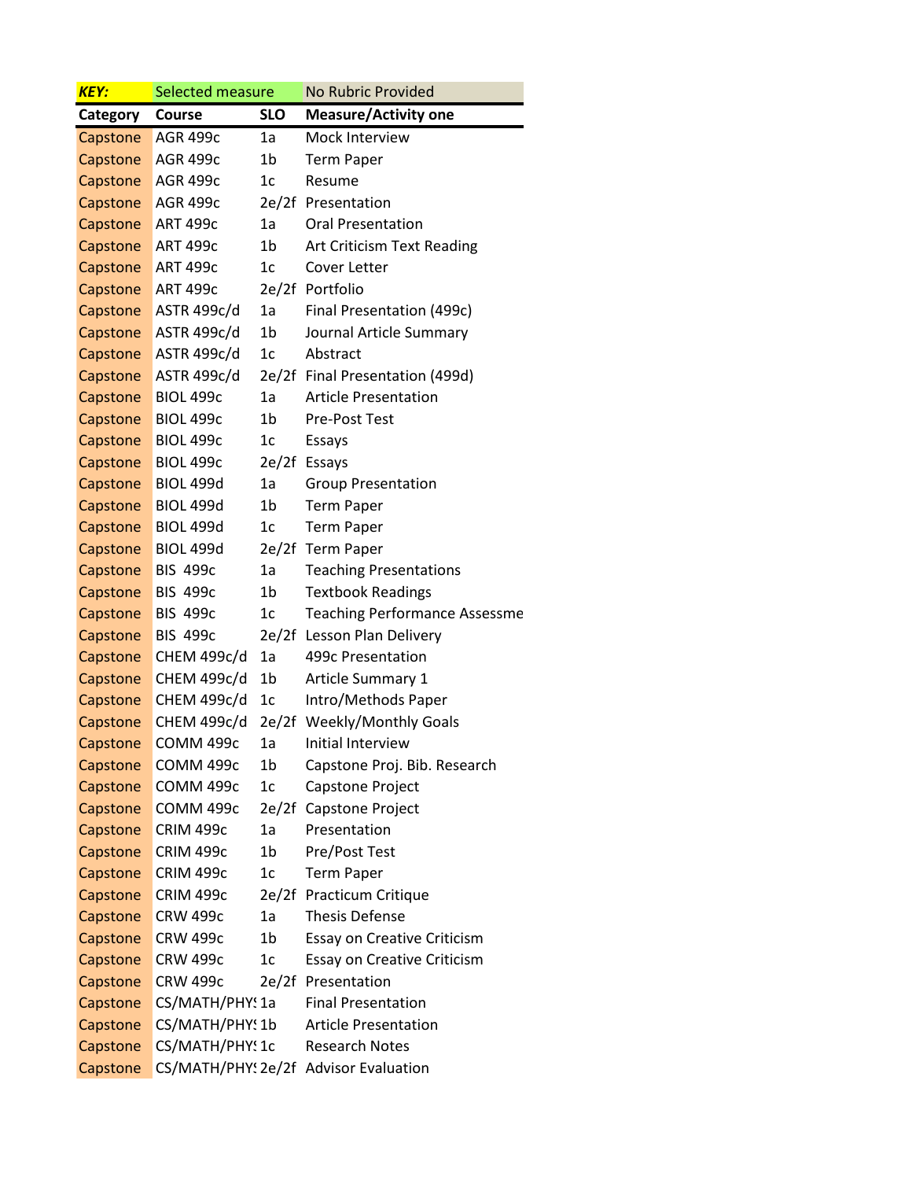| KEY: | Selected measure | | No Rubric Provided |
|---|---|---|---|
| **Category** | **Course** | **SLO** | **Measure/Activity one** |
| Capstone | AGR 499c | 1a | Mock Interview |
| Capstone | AGR 499c | 1b | Term Paper |
| Capstone | AGR 499c | 1c | Resume |
| Capstone | AGR 499c | 2e/2f | Presentation |
| Capstone | ART 499c | 1a | Oral Presentation |
| Capstone | ART 499c | 1b | Art Criticism Text Reading |
| Capstone | ART 499c | 1c | Cover Letter |
| Capstone | ART 499c | 2e/2f | Portfolio |
| Capstone | ASTR 499c/d | 1a | Final Presentation (499c) |
| Capstone | ASTR 499c/d | 1b | Journal Article Summary |
| Capstone | ASTR 499c/d | 1c | Abstract |
| Capstone | ASTR 499c/d | 2e/2f | Final Presentation (499d) |
| Capstone | BIOL 499c | 1a | Article Presentation |
| Capstone | BIOL 499c | 1b | Pre-Post Test |
| Capstone | BIOL 499c | 1c | Essays |
| Capstone | BIOL 499c | 2e/2f | Essays |
| Capstone | BIOL 499d | 1a | Group Presentation |
| Capstone | BIOL 499d | 1b | Term Paper |
| Capstone | BIOL 499d | 1c | Term Paper |
| Capstone | BIOL 499d | 2e/2f | Term Paper |
| Capstone | BIS 499c | 1a | Teaching Presentations |
| Capstone | BIS 499c | 1b | Textbook Readings |
| Capstone | BIS 499c | 1c | Teaching Performance Assessme |
| Capstone | BIS 499c | 2e/2f | Lesson Plan Delivery |
| Capstone | CHEM 499c/d | 1a | 499c Presentation |
| Capstone | CHEM 499c/d | 1b | Article Summary 1 |
| Capstone | CHEM 499c/d | 1c | Intro/Methods Paper |
| Capstone | CHEM 499c/d | 2e/2f | Weekly/Monthly Goals |
| Capstone | COMM 499c | 1a | Initial Interview |
| Capstone | COMM 499c | 1b | Capstone Proj. Bib. Research |
| Capstone | COMM 499c | 1c | Capstone Project |
| Capstone | COMM 499c | 2e/2f | Capstone Project |
| Capstone | CRIM 499c | 1a | Presentation |
| Capstone | CRIM 499c | 1b | Pre/Post Test |
| Capstone | CRIM 499c | 1c | Term Paper |
| Capstone | CRIM 499c | 2e/2f | Practicum Critique |
| Capstone | CRW 499c | 1a | Thesis Defense |
| Capstone | CRW 499c | 1b | Essay on Creative Criticism |
| Capstone | CRW 499c | 1c | Essay on Creative Criticism |
| Capstone | CRW 499c | 2e/2f | Presentation |
| Capstone | CS/MATH/PHY! | 1a | Final Presentation |
| Capstone | CS/MATH/PHY! | 1b | Article Presentation |
| Capstone | CS/MATH/PHY! | 1c | Research Notes |
| Capstone | CS/MATH/PHY! | 2e/2f | Advisor Evaluation |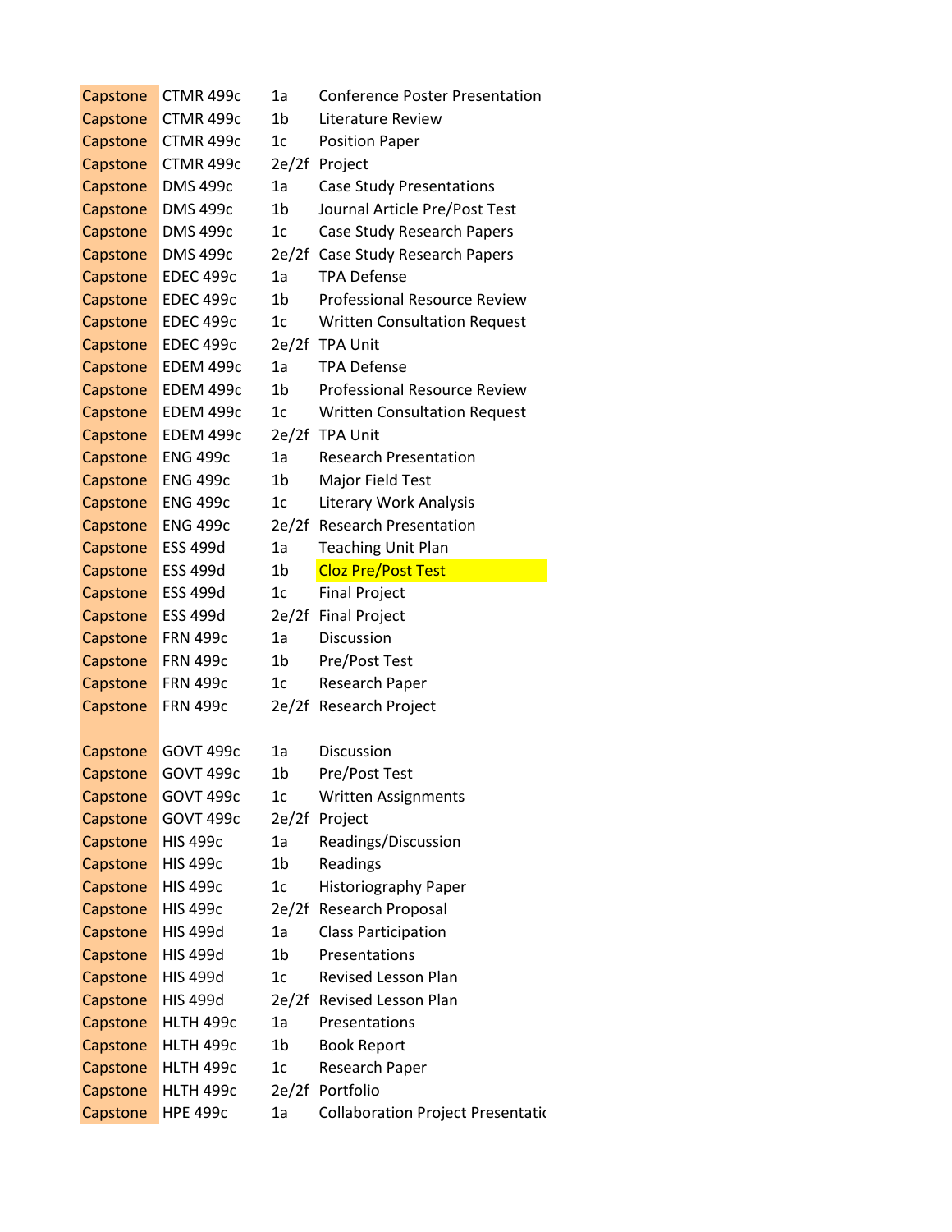| | | | |
|---|---|---|---|
| Capstone | CTMR 499c | 1a | Conference Poster Presentation |
| Capstone | CTMR 499c | 1b | Literature Review |
| Capstone | CTMR 499c | 1c | Position Paper |
| Capstone | CTMR 499c | 2e/2f | Project |
| Capstone | DMS 499c | 1a | Case Study Presentations |
| Capstone | DMS 499c | 1b | Journal Article Pre/Post Test |
| Capstone | DMS 499c | 1c | Case Study Research Papers |
| Capstone | DMS 499c | 2e/2f | Case Study Research Papers |
| Capstone | EDEC 499c | 1a | TPA Defense |
| Capstone | EDEC 499c | 1b | Professional Resource Review |
| Capstone | EDEC 499c | 1c | Written Consultation Request |
| Capstone | EDEC 499c | 2e/2f | TPA Unit |
| Capstone | EDEM 499c | 1a | TPA Defense |
| Capstone | EDEM 499c | 1b | Professional Resource Review |
| Capstone | EDEM 499c | 1c | Written Consultation Request |
| Capstone | EDEM 499c | 2e/2f | TPA Unit |
| Capstone | ENG 499c | 1a | Research Presentation |
| Capstone | ENG 499c | 1b | Major Field Test |
| Capstone | ENG 499c | 1c | Literary Work Analysis |
| Capstone | ENG 499c | 2e/2f | Research Presentation |
| Capstone | ESS 499d | 1a | Teaching Unit Plan |
| Capstone | ESS 499d | 1b | Cloz Pre/Post Test |
| Capstone | ESS 499d | 1c | Final Project |
| Capstone | ESS 499d | 2e/2f | Final Project |
| Capstone | FRN 499c | 1a | Discussion |
| Capstone | FRN 499c | 1b | Pre/Post Test |
| Capstone | FRN 499c | 1c | Research Paper |
| Capstone | FRN 499c | 2e/2f | Research Project |
| | | | |
| Capstone | GOVT 499c | 1a | Discussion |
| Capstone | GOVT 499c | 1b | Pre/Post Test |
| Capstone | GOVT 499c | 1c | Written Assignments |
| Capstone | GOVT 499c | 2e/2f | Project |
| Capstone | HIS 499c | 1a | Readings/Discussion |
| Capstone | HIS 499c | 1b | Readings |
| Capstone | HIS 499c | 1c | Historiography Paper |
| Capstone | HIS 499c | 2e/2f | Research Proposal |
| Capstone | HIS 499d | 1a | Class Participation |
| Capstone | HIS 499d | 1b | Presentations |
| Capstone | HIS 499d | 1c | Revised Lesson Plan |
| Capstone | HIS 499d | 2e/2f | Revised Lesson Plan |
| Capstone | HLTH 499c | 1a | Presentations |
| Capstone | HLTH 499c | 1b | Book Report |
| Capstone | HLTH 499c | 1c | Research Paper |
| Capstone | HLTH 499c | 2e/2f | Portfolio |
| Capstone | HPE 499c | 1a | Collaboration Project Presentatio |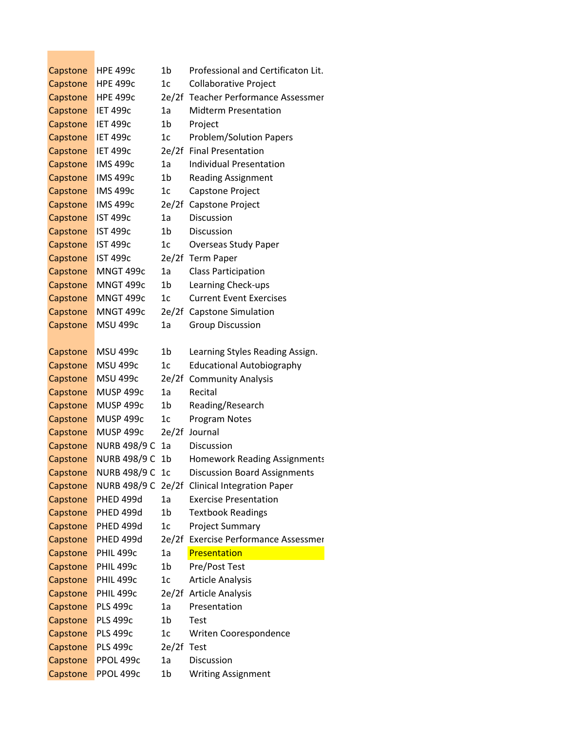| | | | |
|---|---|---|---|
| Capstone | HPE 499c | 1b | Professional and Certificaton Lit. |
| Capstone | HPE 499c | 1c | Collaborative Project |
| Capstone | HPE 499c | 2e/2f | Teacher Performance Assessmer |
| Capstone | IET 499c | 1a | Midterm Presentation |
| Capstone | IET 499c | 1b | Project |
| Capstone | IET 499c | 1c | Problem/Solution Papers |
| Capstone | IET 499c | 2e/2f | Final Presentation |
| Capstone | IMS 499c | 1a | Individual Presentation |
| Capstone | IMS 499c | 1b | Reading Assignment |
| Capstone | IMS 499c | 1c | Capstone Project |
| Capstone | IMS 499c | 2e/2f | Capstone Project |
| Capstone | IST 499c | 1a | Discussion |
| Capstone | IST 499c | 1b | Discussion |
| Capstone | IST 499c | 1c | Overseas Study Paper |
| Capstone | IST 499c | 2e/2f | Term Paper |
| Capstone | MNGT 499c | 1a | Class Participation |
| Capstone | MNGT 499c | 1b | Learning Check-ups |
| Capstone | MNGT 499c | 1c | Current Event Exercises |
| Capstone | MNGT 499c | 2e/2f | Capstone Simulation |
| Capstone | MSU 499c | 1a | Group Discussion |
| | | | |
| Capstone | MSU 499c | 1b | Learning Styles Reading Assign. |
| Capstone | MSU 499c | 1c | Educational Autobiography |
| Capstone | MSU 499c | 2e/2f | Community Analysis |
| Capstone | MUSP 499c | 1a | Recital |
| Capstone | MUSP 499c | 1b | Reading/Research |
| Capstone | MUSP 499c | 1c | Program Notes |
| Capstone | MUSP 499c | 2e/2f | Journal |
| Capstone | NURB 498/9 C | 1a | Discussion |
| Capstone | NURB 498/9 C | 1b | Homework Reading Assignments |
| Capstone | NURB 498/9 C | 1c | Discussion Board Assignments |
| Capstone | NURB 498/9 C | 2e/2f | Clinical Integration Paper |
| Capstone | PHED 499d | 1a | Exercise Presentation |
| Capstone | PHED 499d | 1b | Textbook Readings |
| Capstone | PHED 499d | 1c | Project Summary |
| Capstone | PHED 499d | 2e/2f | Exercise Performance Assessmer |
| Capstone | PHIL 499c | 1a | Presentation |
| Capstone | PHIL 499c | 1b | Pre/Post Test |
| Capstone | PHIL 499c | 1c | Article Analysis |
| Capstone | PHIL 499c | 2e/2f | Article Analysis |
| Capstone | PLS 499c | 1a | Presentation |
| Capstone | PLS 499c | 1b | Test |
| Capstone | PLS 499c | 1c | Writen Coorespondence |
| Capstone | PLS 499c | 2e/2f | Test |
| Capstone | PPOL 499c | 1a | Discussion |
| Capstone | PPOL 499c | 1b | Writing Assignment |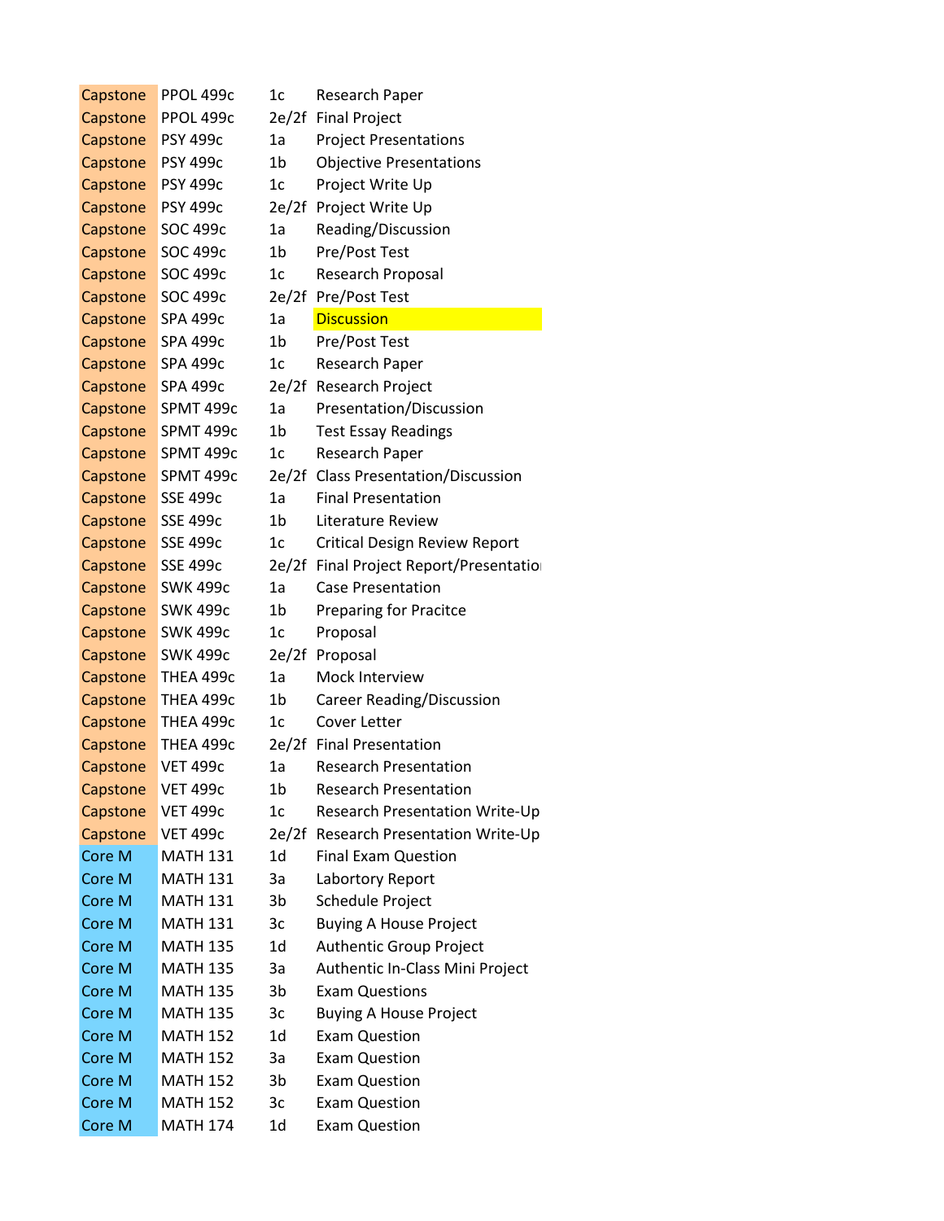| | | | |
|---|---|---|---|
| Capstone | PPOL 499c | 1c | Research Paper |
| Capstone | PPOL 499c | 2e/2f | Final Project |
| Capstone | PSY 499c | 1a | Project Presentations |
| Capstone | PSY 499c | 1b | Objective Presentations |
| Capstone | PSY 499c | 1c | Project Write Up |
| Capstone | PSY 499c | 2e/2f | Project Write Up |
| Capstone | SOC 499c | 1a | Reading/Discussion |
| Capstone | SOC 499c | 1b | Pre/Post Test |
| Capstone | SOC 499c | 1c | Research Proposal |
| Capstone | SOC 499c | 2e/2f | Pre/Post Test |
| Capstone | SPA 499c | 1a | Discussion |
| Capstone | SPA 499c | 1b | Pre/Post Test |
| Capstone | SPA 499c | 1c | Research Paper |
| Capstone | SPA 499c | 2e/2f | Research Project |
| Capstone | SPMT 499c | 1a | Presentation/Discussion |
| Capstone | SPMT 499c | 1b | Test Essay Readings |
| Capstone | SPMT 499c | 1c | Research Paper |
| Capstone | SPMT 499c | 2e/2f | Class Presentation/Discussion |
| Capstone | SSE 499c | 1a | Final Presentation |
| Capstone | SSE 499c | 1b | Literature Review |
| Capstone | SSE 499c | 1c | Critical Design Review Report |
| Capstone | SSE 499c | 2e/2f | Final Project Report/Presentatio |
| Capstone | SWK 499c | 1a | Case Presentation |
| Capstone | SWK 499c | 1b | Preparing for Pracitce |
| Capstone | SWK 499c | 1c | Proposal |
| Capstone | SWK 499c | 2e/2f | Proposal |
| Capstone | THEA 499c | 1a | Mock Interview |
| Capstone | THEA 499c | 1b | Career Reading/Discussion |
| Capstone | THEA 499c | 1c | Cover Letter |
| Capstone | THEA 499c | 2e/2f | Final Presentation |
| Capstone | VET 499c | 1a | Research Presentation |
| Capstone | VET 499c | 1b | Research Presentation |
| Capstone | VET 499c | 1c | Research Presentation Write-Up |
| Capstone | VET 499c | 2e/2f | Research Presentation Write-Up |
| Core M | MATH 131 | 1d | Final Exam Question |
| Core M | MATH 131 | 3a | Labortory Report |
| Core M | MATH 131 | 3b | Schedule Project |
| Core M | MATH 131 | 3c | Buying A House Project |
| Core M | MATH 135 | 1d | Authentic Group Project |
| Core M | MATH 135 | 3a | Authentic In-Class Mini Project |
| Core M | MATH 135 | 3b | Exam Questions |
| Core M | MATH 135 | 3c | Buying A House Project |
| Core M | MATH 152 | 1d | Exam Question |
| Core M | MATH 152 | 3a | Exam Question |
| Core M | MATH 152 | 3b | Exam Question |
| Core M | MATH 152 | 3c | Exam Question |
| Core M | MATH 174 | 1d | Exam Question |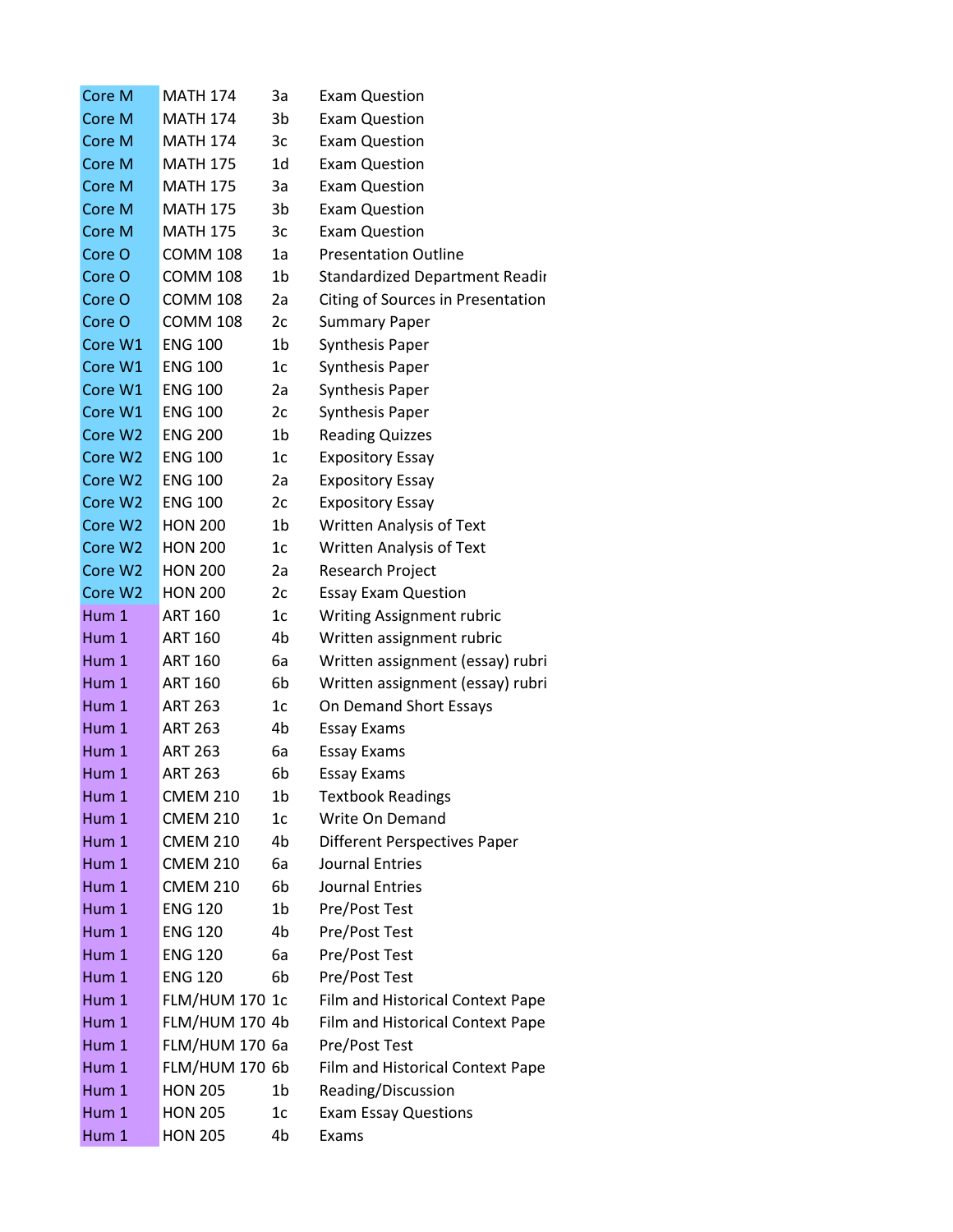| | | | |
|---|---|---|---|
| Core M | MATH 174 | 3a | Exam Question |
| Core M | MATH 174 | 3b | Exam Question |
| Core M | MATH 174 | 3c | Exam Question |
| Core M | MATH 175 | 1d | Exam Question |
| Core M | MATH 175 | 3a | Exam Question |
| Core M | MATH 175 | 3b | Exam Question |
| Core M | MATH 175 | 3c | Exam Question |
| Core O | COMM 108 | 1a | Presentation Outline |
| Core O | COMM 108 | 1b | Standardized Department Readir |
| Core O | COMM 108 | 2a | Citing of Sources in Presentation |
| Core O | COMM 108 | 2c | Summary Paper |
| Core W1 | ENG 100 | 1b | Synthesis Paper |
| Core W1 | ENG 100 | 1c | Synthesis Paper |
| Core W1 | ENG 100 | 2a | Synthesis Paper |
| Core W1 | ENG 100 | 2c | Synthesis Paper |
| Core W2 | ENG 200 | 1b | Reading Quizzes |
| Core W2 | ENG 100 | 1c | Expository Essay |
| Core W2 | ENG 100 | 2a | Expository Essay |
| Core W2 | ENG 100 | 2c | Expository Essay |
| Core W2 | HON 200 | 1b | Written Analysis of Text |
| Core W2 | HON 200 | 1c | Written Analysis of Text |
| Core W2 | HON 200 | 2a | Research Project |
| Core W2 | HON 200 | 2c | Essay Exam Question |
| Hum 1 | ART 160 | 1c | Writing Assignment rubric |
| Hum 1 | ART 160 | 4b | Written assignment rubric |
| Hum 1 | ART 160 | 6a | Written assignment (essay) rubri |
| Hum 1 | ART 160 | 6b | Written assignment (essay) rubri |
| Hum 1 | ART 263 | 1c | On Demand Short Essays |
| Hum 1 | ART 263 | 4b | Essay Exams |
| Hum 1 | ART 263 | 6a | Essay Exams |
| Hum 1 | ART 263 | 6b | Essay Exams |
| Hum 1 | CMEM 210 | 1b | Textbook Readings |
| Hum 1 | CMEM 210 | 1c | Write On Demand |
| Hum 1 | CMEM 210 | 4b | Different Perspectives Paper |
| Hum 1 | CMEM 210 | 6a | Journal Entries |
| Hum 1 | CMEM 210 | 6b | Journal Entries |
| Hum 1 | ENG 120 | 1b | Pre/Post Test |
| Hum 1 | ENG 120 | 4b | Pre/Post Test |
| Hum 1 | ENG 120 | 6a | Pre/Post Test |
| Hum 1 | ENG 120 | 6b | Pre/Post Test |
| Hum 1 | FLM/HUM 170 | 1c | Film and Historical Context Pape |
| Hum 1 | FLM/HUM 170 | 4b | Film and Historical Context Pape |
| Hum 1 | FLM/HUM 170 | 6a | Pre/Post Test |
| Hum 1 | FLM/HUM 170 | 6b | Film and Historical Context Pape |
| Hum 1 | HON 205 | 1b | Reading/Discussion |
| Hum 1 | HON 205 | 1c | Exam Essay Questions |
| Hum 1 | HON 205 | 4b | Exams |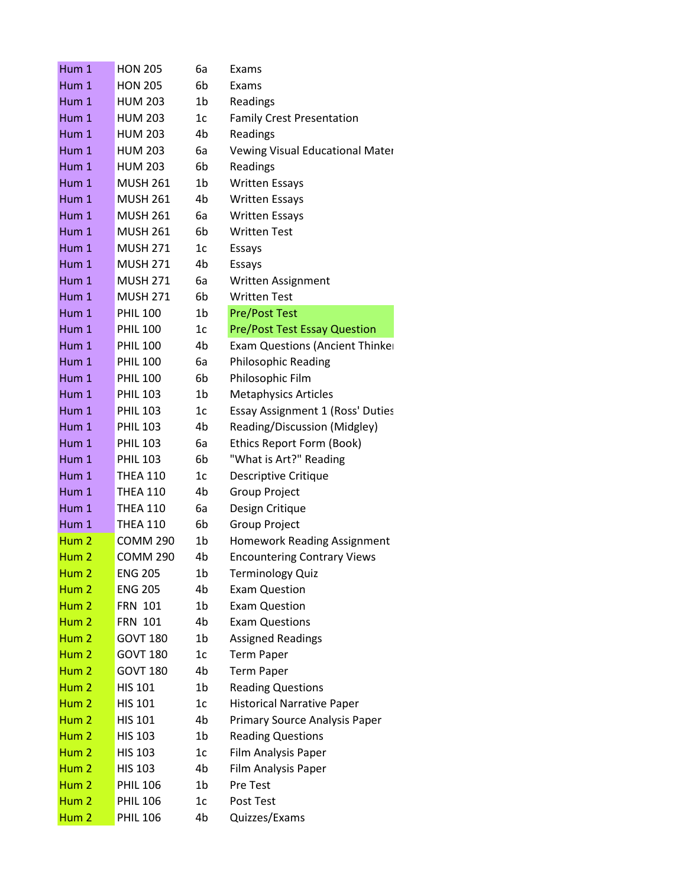| | | | |
|---|---|---|---|
| Hum 1 | HON 205 | 6a | Exams |
| Hum 1 | HON 205 | 6b | Exams |
| Hum 1 | HUM 203 | 1b | Readings |
| Hum 1 | HUM 203 | 1c | Family Crest Presentation |
| Hum 1 | HUM 203 | 4b | Readings |
| Hum 1 | HUM 203 | 6a | Vewing Visual Educational Mater |
| Hum 1 | HUM 203 | 6b | Readings |
| Hum 1 | MUSH 261 | 1b | Written Essays |
| Hum 1 | MUSH 261 | 4b | Written Essays |
| Hum 1 | MUSH 261 | 6a | Written Essays |
| Hum 1 | MUSH 261 | 6b | Written Test |
| Hum 1 | MUSH 271 | 1c | Essays |
| Hum 1 | MUSH 271 | 4b | Essays |
| Hum 1 | MUSH 271 | 6a | Written Assignment |
| Hum 1 | MUSH 271 | 6b | Written Test |
| Hum 1 | PHIL 100 | 1b | Pre/Post Test |
| Hum 1 | PHIL 100 | 1c | Pre/Post Test Essay Question |
| Hum 1 | PHIL 100 | 4b | Exam Questions (Ancient Thinker |
| Hum 1 | PHIL 100 | 6a | Philosophic Reading |
| Hum 1 | PHIL 100 | 6b | Philosophic Film |
| Hum 1 | PHIL 103 | 1b | Metaphysics Articles |
| Hum 1 | PHIL 103 | 1c | Essay Assignment 1 (Ross' Duties |
| Hum 1 | PHIL 103 | 4b | Reading/Discussion (Midgley) |
| Hum 1 | PHIL 103 | 6a | Ethics Report Form (Book) |
| Hum 1 | PHIL 103 | 6b | "What is Art?" Reading |
| Hum 1 | THEA 110 | 1c | Descriptive Critique |
| Hum 1 | THEA 110 | 4b | Group Project |
| Hum 1 | THEA 110 | 6a | Design Critique |
| Hum 1 | THEA 110 | 6b | Group Project |
| Hum 2 | COMM 290 | 1b | Homework Reading Assignment |
| Hum 2 | COMM 290 | 4b | Encountering Contrary Views |
| Hum 2 | ENG 205 | 1b | Terminology Quiz |
| Hum 2 | ENG 205 | 4b | Exam Question |
| Hum 2 | FRN 101 | 1b | Exam Question |
| Hum 2 | FRN 101 | 4b | Exam Questions |
| Hum 2 | GOVT 180 | 1b | Assigned Readings |
| Hum 2 | GOVT 180 | 1c | Term Paper |
| Hum 2 | GOVT 180 | 4b | Term Paper |
| Hum 2 | HIS 101 | 1b | Reading Questions |
| Hum 2 | HIS 101 | 1c | Historical Narrative Paper |
| Hum 2 | HIS 101 | 4b | Primary Source Analysis Paper |
| Hum 2 | HIS 103 | 1b | Reading Questions |
| Hum 2 | HIS 103 | 1c | Film Analysis Paper |
| Hum 2 | HIS 103 | 4b | Film Analysis Paper |
| Hum 2 | PHIL 106 | 1b | Pre Test |
| Hum 2 | PHIL 106 | 1c | Post Test |
| Hum 2 | PHIL 106 | 4b | Quizzes/Exams |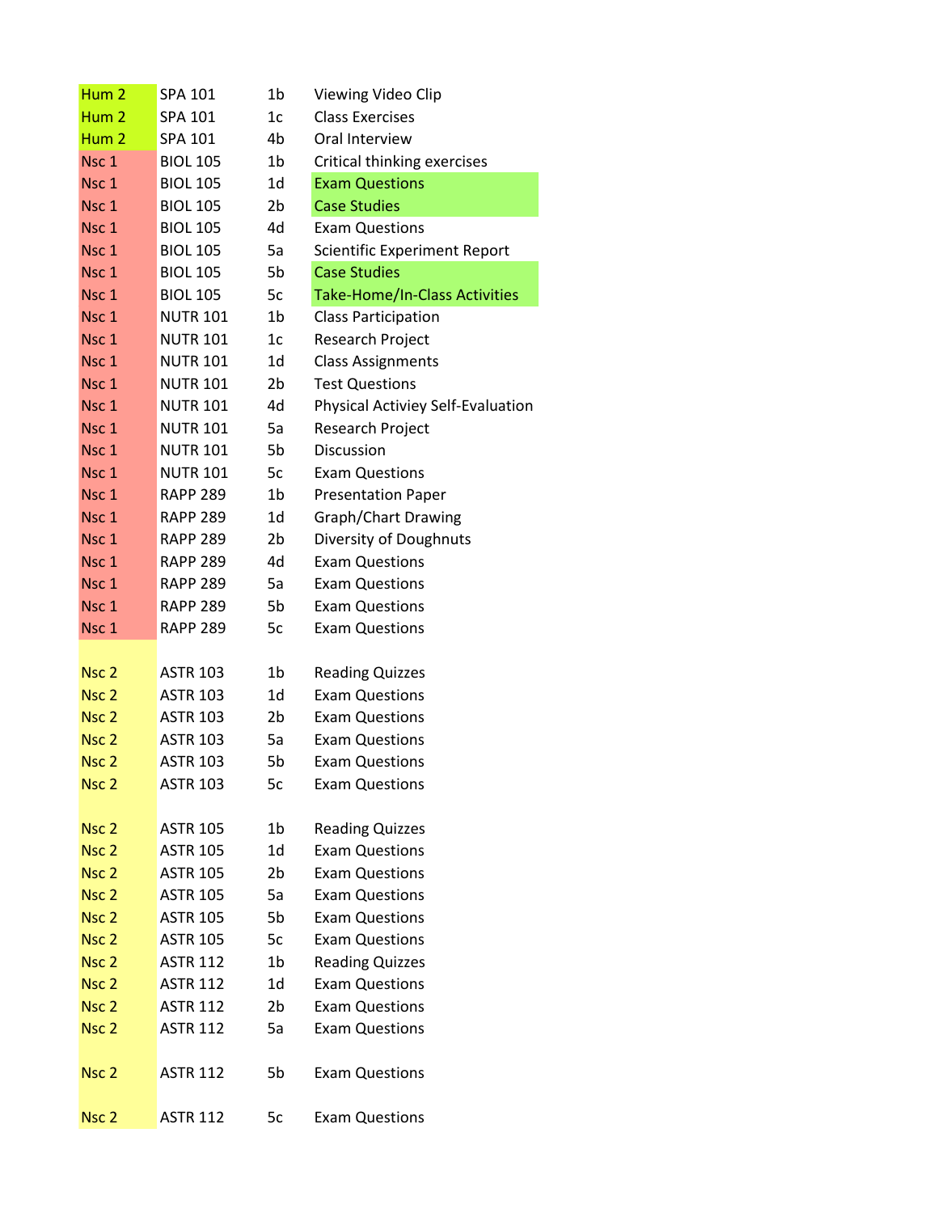| | | | |
|---|---|---|---|
| Hum 2 | SPA 101 | 1b | Viewing Video Clip |
| Hum 2 | SPA 101 | 1c | Class Exercises |
| Hum 2 | SPA 101 | 4b | Oral Interview |
| Nsc 1 | BIOL 105 | 1b | Critical thinking exercises |
| Nsc 1 | BIOL 105 | 1d | Exam Questions |
| Nsc 1 | BIOL 105 | 2b | Case Studies |
| Nsc 1 | BIOL 105 | 4d | Exam Questions |
| Nsc 1 | BIOL 105 | 5a | Scientific Experiment Report |
| Nsc 1 | BIOL 105 | 5b | Case Studies |
| Nsc 1 | BIOL 105 | 5c | Take-Home/In-Class Activities |
| Nsc 1 | NUTR 101 | 1b | Class Participation |
| Nsc 1 | NUTR 101 | 1c | Research Project |
| Nsc 1 | NUTR 101 | 1d | Class Assignments |
| Nsc 1 | NUTR 101 | 2b | Test Questions |
| Nsc 1 | NUTR 101 | 4d | Physical Activiey Self-Evaluation |
| Nsc 1 | NUTR 101 | 5a | Research Project |
| Nsc 1 | NUTR 101 | 5b | Discussion |
| Nsc 1 | NUTR 101 | 5c | Exam Questions |
| Nsc 1 | RAPP 289 | 1b | Presentation Paper |
| Nsc 1 | RAPP 289 | 1d | Graph/Chart Drawing |
| Nsc 1 | RAPP 289 | 2b | Diversity of Doughnuts |
| Nsc 1 | RAPP 289 | 4d | Exam Questions |
| Nsc 1 | RAPP 289 | 5a | Exam Questions |
| Nsc 1 | RAPP 289 | 5b | Exam Questions |
| Nsc 1 | RAPP 289 | 5c | Exam Questions |
| | | | |
| Nsc 2 | ASTR 103 | 1b | Reading Quizzes |
| Nsc 2 | ASTR 103 | 1d | Exam Questions |
| Nsc 2 | ASTR 103 | 2b | Exam Questions |
| Nsc 2 | ASTR 103 | 5a | Exam Questions |
| Nsc 2 | ASTR 103 | 5b | Exam Questions |
| Nsc 2 | ASTR 103 | 5c | Exam Questions |
| | | | |
| Nsc 2 | ASTR 105 | 1b | Reading Quizzes |
| Nsc 2 | ASTR 105 | 1d | Exam Questions |
| Nsc 2 | ASTR 105 | 2b | Exam Questions |
| Nsc 2 | ASTR 105 | 5a | Exam Questions |
| Nsc 2 | ASTR 105 | 5b | Exam Questions |
| Nsc 2 | ASTR 105 | 5c | Exam Questions |
| Nsc 2 | ASTR 112 | 1b | Reading Quizzes |
| Nsc 2 | ASTR 112 | 1d | Exam Questions |
| Nsc 2 | ASTR 112 | 2b | Exam Questions |
| Nsc 2 | ASTR 112 | 5a | Exam Questions |
| Nsc 2 | ASTR 112 | 5b | Exam Questions |
| Nsc 2 | ASTR 112 | 5c | Exam Questions |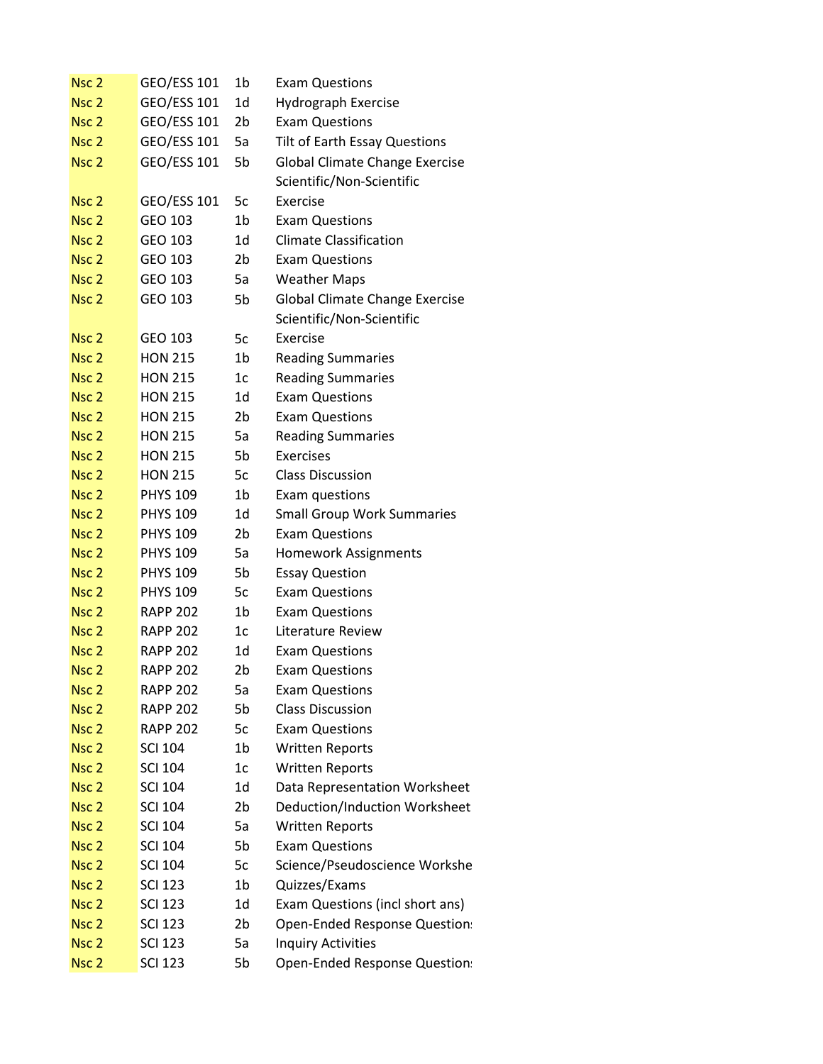| | | | |
|---|---|---|---|
| Nsc 2 | GEO/ESS 101 | 1b | Exam Questions |
| Nsc 2 | GEO/ESS 101 | 1d | Hydrograph Exercise |
| Nsc 2 | GEO/ESS 101 | 2b | Exam Questions |
| Nsc 2 | GEO/ESS 101 | 5a | Tilt of Earth Essay Questions |
| Nsc 2 | GEO/ESS 101 | 5b | Global Climate Change Exercise |
| Nsc 2 | GEO/ESS 101 | 5c | Scientific/Non-Scientific Exercise |
| Nsc 2 | GEO 103 | 1b | Exam Questions |
| Nsc 2 | GEO 103 | 1d | Climate Classification |
| Nsc 2 | GEO 103 | 2b | Exam Questions |
| Nsc 2 | GEO 103 | 5a | Weather Maps |
| Nsc 2 | GEO 103 | 5b | Global Climate Change Exercise |
| Nsc 2 | GEO 103 | 5c | Scientific/Non-Scientific Exercise |
| Nsc 2 | HON 215 | 1b | Reading Summaries |
| Nsc 2 | HON 215 | 1c | Reading Summaries |
| Nsc 2 | HON 215 | 1d | Exam Questions |
| Nsc 2 | HON 215 | 2b | Exam Questions |
| Nsc 2 | HON 215 | 5a | Reading Summaries |
| Nsc 2 | HON 215 | 5b | Exercises |
| Nsc 2 | HON 215 | 5c | Class Discussion |
| Nsc 2 | PHYS 109 | 1b | Exam questions |
| Nsc 2 | PHYS 109 | 1d | Small Group Work Summaries |
| Nsc 2 | PHYS 109 | 2b | Exam Questions |
| Nsc 2 | PHYS 109 | 5a | Homework Assignments |
| Nsc 2 | PHYS 109 | 5b | Essay Question |
| Nsc 2 | PHYS 109 | 5c | Exam Questions |
| Nsc 2 | RAPP 202 | 1b | Exam Questions |
| Nsc 2 | RAPP 202 | 1c | Literature Review |
| Nsc 2 | RAPP 202 | 1d | Exam Questions |
| Nsc 2 | RAPP 202 | 2b | Exam Questions |
| Nsc 2 | RAPP 202 | 5a | Exam Questions |
| Nsc 2 | RAPP 202 | 5b | Class Discussion |
| Nsc 2 | RAPP 202 | 5c | Exam Questions |
| Nsc 2 | SCI 104 | 1b | Written Reports |
| Nsc 2 | SCI 104 | 1c | Written Reports |
| Nsc 2 | SCI 104 | 1d | Data Representation Worksheet |
| Nsc 2 | SCI 104 | 2b | Deduction/Induction Worksheet |
| Nsc 2 | SCI 104 | 5a | Written Reports |
| Nsc 2 | SCI 104 | 5b | Exam Questions |
| Nsc 2 | SCI 104 | 5c | Science/Pseudoscience Workshe |
| Nsc 2 | SCI 123 | 1b | Quizzes/Exams |
| Nsc 2 | SCI 123 | 1d | Exam Questions (incl short ans) |
| Nsc 2 | SCI 123 | 2b | Open-Ended Response Question |
| Nsc 2 | SCI 123 | 5a | Inquiry Activities |
| Nsc 2 | SCI 123 | 5b | Open-Ended Response Question |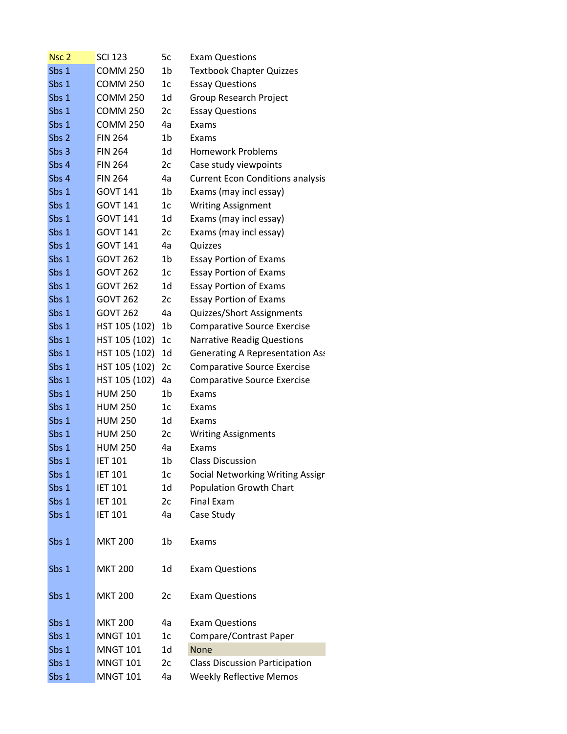| | | | |
|---|---|---|---|
| Nsc 2 | SCI 123 | 5c | Exam Questions |
| Sbs 1 | COMM 250 | 1b | Textbook Chapter Quizzes |
| Sbs 1 | COMM 250 | 1c | Essay Questions |
| Sbs 1 | COMM 250 | 1d | Group Research Project |
| Sbs 1 | COMM 250 | 2c | Essay Questions |
| Sbs 1 | COMM 250 | 4a | Exams |
| Sbs 2 | FIN 264 | 1b | Exams |
| Sbs 3 | FIN 264 | 1d | Homework Problems |
| Sbs 4 | FIN 264 | 2c | Case study viewpoints |
| Sbs 4 | FIN 264 | 4a | Current Econ Conditions analysis |
| Sbs 1 | GOVT 141 | 1b | Exams (may incl essay) |
| Sbs 1 | GOVT 141 | 1c | Writing Assignment |
| Sbs 1 | GOVT 141 | 1d | Exams (may incl essay) |
| Sbs 1 | GOVT 141 | 2c | Exams (may incl essay) |
| Sbs 1 | GOVT 141 | 4a | Quizzes |
| Sbs 1 | GOVT 262 | 1b | Essay Portion of Exams |
| Sbs 1 | GOVT 262 | 1c | Essay Portion of Exams |
| Sbs 1 | GOVT 262 | 1d | Essay Portion of Exams |
| Sbs 1 | GOVT 262 | 2c | Essay Portion of Exams |
| Sbs 1 | GOVT 262 | 4a | Quizzes/Short Assignments |
| Sbs 1 | HST 105 (102) | 1b | Comparative Source Exercise |
| Sbs 1 | HST 105 (102) | 1c | Narrative Readig Questions |
| Sbs 1 | HST 105 (102) | 1d | Generating A Representation Ass |
| Sbs 1 | HST 105 (102) | 2c | Comparative Source Exercise |
| Sbs 1 | HST 105 (102) | 4a | Comparative Source Exercise |
| Sbs 1 | HUM 250 | 1b | Exams |
| Sbs 1 | HUM 250 | 1c | Exams |
| Sbs 1 | HUM 250 | 1d | Exams |
| Sbs 1 | HUM 250 | 2c | Writing Assignments |
| Sbs 1 | HUM 250 | 4a | Exams |
| Sbs 1 | IET 101 | 1b | Class Discussion |
| Sbs 1 | IET 101 | 1c | Social Networking Writing Assigr |
| Sbs 1 | IET 101 | 1d | Population Growth Chart |
| Sbs 1 | IET 101 | 2c | Final Exam |
| Sbs 1 | IET 101 | 4a | Case Study |
| Sbs 1 | MKT 200 | 1b | Exams |
| Sbs 1 | MKT 200 | 1d | Exam Questions |
| Sbs 1 | MKT 200 | 2c | Exam Questions |
| Sbs 1 | MKT 200 | 4a | Exam Questions |
| Sbs 1 | MNGT 101 | 1c | Compare/Contrast Paper |
| Sbs 1 | MNGT 101 | 1d | None |
| Sbs 1 | MNGT 101 | 2c | Class Discussion Participation |
| Sbs 1 | MNGT 101 | 4a | Weekly Reflective Memos |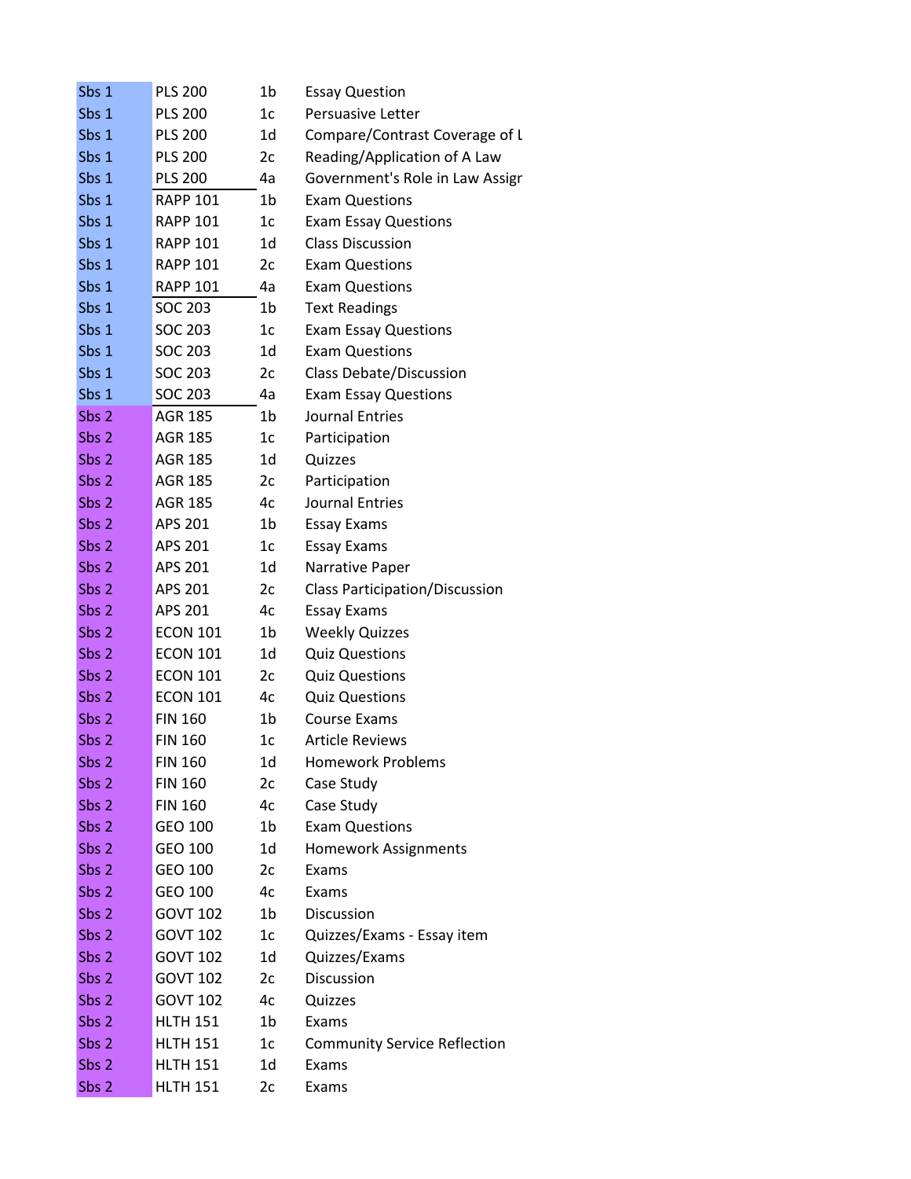| | | | |
|---|---|---|---|
| Sbs 1 | PLS 200 | 1b | Essay Question |
| Sbs 1 | PLS 200 | 1c | Persuasive Letter |
| Sbs 1 | PLS 200 | 1d | Compare/Contrast Coverage of L |
| Sbs 1 | PLS 200 | 2c | Reading/Application of A Law |
| Sbs 1 | PLS 200 | 4a | Government's Role in Law Assigr |
| Sbs 1 | RAPP 101 | 1b | Exam Questions |
| Sbs 1 | RAPP 101 | 1c | Exam Essay Questions |
| Sbs 1 | RAPP 101 | 1d | Class Discussion |
| Sbs 1 | RAPP 101 | 2c | Exam Questions |
| Sbs 1 | RAPP 101 | 4a | Exam Questions |
| Sbs 1 | SOC 203 | 1b | Text Readings |
| Sbs 1 | SOC 203 | 1c | Exam Essay Questions |
| Sbs 1 | SOC 203 | 1d | Exam Questions |
| Sbs 1 | SOC 203 | 2c | Class Debate/Discussion |
| Sbs 1 | SOC 203 | 4a | Exam Essay Questions |
| Sbs 2 | AGR 185 | 1b | Journal Entries |
| Sbs 2 | AGR 185 | 1c | Participation |
| Sbs 2 | AGR 185 | 1d | Quizzes |
| Sbs 2 | AGR 185 | 2c | Participation |
| Sbs 2 | AGR 185 | 4c | Journal Entries |
| Sbs 2 | APS 201 | 1b | Essay Exams |
| Sbs 2 | APS 201 | 1c | Essay Exams |
| Sbs 2 | APS 201 | 1d | Narrative Paper |
| Sbs 2 | APS 201 | 2c | Class Participation/Discussion |
| Sbs 2 | APS 201 | 4c | Essay Exams |
| Sbs 2 | ECON 101 | 1b | Weekly Quizzes |
| Sbs 2 | ECON 101 | 1d | Quiz Questions |
| Sbs 2 | ECON 101 | 2c | Quiz Questions |
| Sbs 2 | ECON 101 | 4c | Quiz Questions |
| Sbs 2 | FIN 160 | 1b | Course Exams |
| Sbs 2 | FIN 160 | 1c | Article Reviews |
| Sbs 2 | FIN 160 | 1d | Homework Problems |
| Sbs 2 | FIN 160 | 2c | Case Study |
| Sbs 2 | FIN 160 | 4c | Case Study |
| Sbs 2 | GEO 100 | 1b | Exam Questions |
| Sbs 2 | GEO 100 | 1d | Homework Assignments |
| Sbs 2 | GEO 100 | 2c | Exams |
| Sbs 2 | GEO 100 | 4c | Exams |
| Sbs 2 | GOVT 102 | 1b | Discussion |
| Sbs 2 | GOVT 102 | 1c | Quizzes/Exams - Essay item |
| Sbs 2 | GOVT 102 | 1d | Quizzes/Exams |
| Sbs 2 | GOVT 102 | 2c | Discussion |
| Sbs 2 | GOVT 102 | 4c | Quizzes |
| Sbs 2 | HLTH 151 | 1b | Exams |
| Sbs 2 | HLTH 151 | 1c | Community Service Reflection |
| Sbs 2 | HLTH 151 | 1d | Exams |
| Sbs 2 | HLTH 151 | 2c | Exams |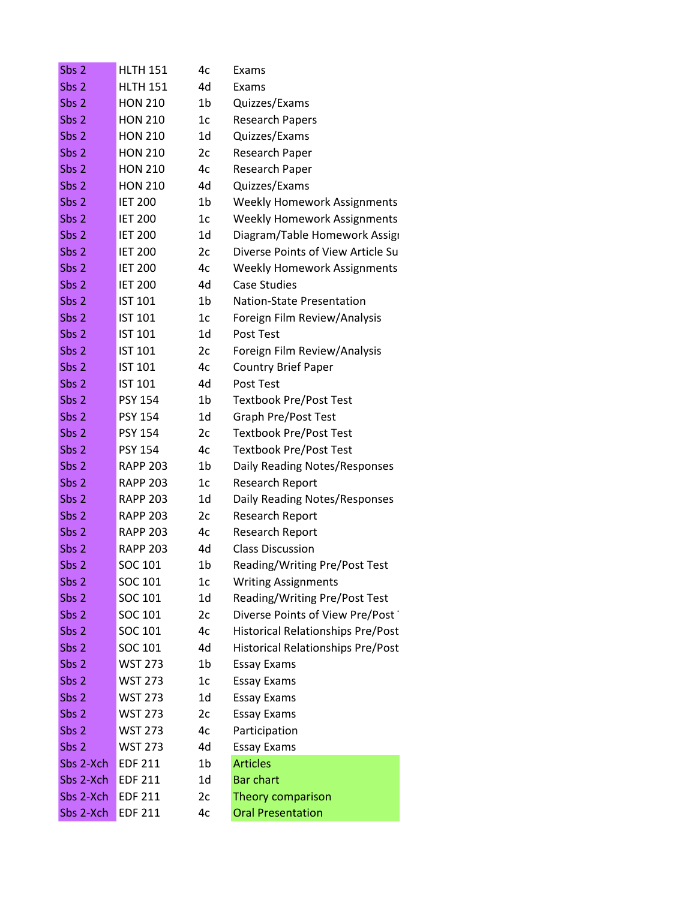| | | | |
|---|---|---|---|
| Sbs 2 | HLTH 151 | 4c | Exams |
| Sbs 2 | HLTH 151 | 4d | Exams |
| Sbs 2 | HON 210 | 1b | Quizzes/Exams |
| Sbs 2 | HON 210 | 1c | Research Papers |
| Sbs 2 | HON 210 | 1d | Quizzes/Exams |
| Sbs 2 | HON 210 | 2c | Research Paper |
| Sbs 2 | HON 210 | 4c | Research Paper |
| Sbs 2 | HON 210 | 4d | Quizzes/Exams |
| Sbs 2 | IET 200 | 1b | Weekly Homework Assignments |
| Sbs 2 | IET 200 | 1c | Weekly Homework Assignments |
| Sbs 2 | IET 200 | 1d | Diagram/Table Homework Assigı |
| Sbs 2 | IET 200 | 2c | Diverse Points of View Article Su |
| Sbs 2 | IET 200 | 4c | Weekly Homework Assignments |
| Sbs 2 | IET 200 | 4d | Case Studies |
| Sbs 2 | IST 101 | 1b | Nation-State Presentation |
| Sbs 2 | IST 101 | 1c | Foreign Film Review/Analysis |
| Sbs 2 | IST 101 | 1d | Post Test |
| Sbs 2 | IST 101 | 2c | Foreign Film Review/Analysis |
| Sbs 2 | IST 101 | 4c | Country Brief Paper |
| Sbs 2 | IST 101 | 4d | Post Test |
| Sbs 2 | PSY 154 | 1b | Textbook Pre/Post Test |
| Sbs 2 | PSY 154 | 1d | Graph Pre/Post Test |
| Sbs 2 | PSY 154 | 2c | Textbook Pre/Post Test |
| Sbs 2 | PSY 154 | 4c | Textbook Pre/Post Test |
| Sbs 2 | RAPP 203 | 1b | Daily Reading Notes/Responses |
| Sbs 2 | RAPP 203 | 1c | Research Report |
| Sbs 2 | RAPP 203 | 1d | Daily Reading Notes/Responses |
| Sbs 2 | RAPP 203 | 2c | Research Report |
| Sbs 2 | RAPP 203 | 4c | Research Report |
| Sbs 2 | RAPP 203 | 4d | Class Discussion |
| Sbs 2 | SOC 101 | 1b | Reading/Writing Pre/Post Test |
| Sbs 2 | SOC 101 | 1c | Writing Assignments |
| Sbs 2 | SOC 101 | 1d | Reading/Writing Pre/Post Test |
| Sbs 2 | SOC 101 | 2c | Diverse Points of View Pre/Post |
| Sbs 2 | SOC 101 | 4c | Historical Relationships Pre/Post |
| Sbs 2 | SOC 101 | 4d | Historical Relationships Pre/Post |
| Sbs 2 | WST 273 | 1b | Essay Exams |
| Sbs 2 | WST 273 | 1c | Essay Exams |
| Sbs 2 | WST 273 | 1d | Essay Exams |
| Sbs 2 | WST 273 | 2c | Essay Exams |
| Sbs 2 | WST 273 | 4c | Participation |
| Sbs 2 | WST 273 | 4d | Essay Exams |
| Sbs 2-Xch | EDF 211 | 1b | Articles |
| Sbs 2-Xch | EDF 211 | 1d | Bar chart |
| Sbs 2-Xch | EDF 211 | 2c | Theory comparison |
| Sbs 2-Xch | EDF 211 | 4c | Oral Presentation |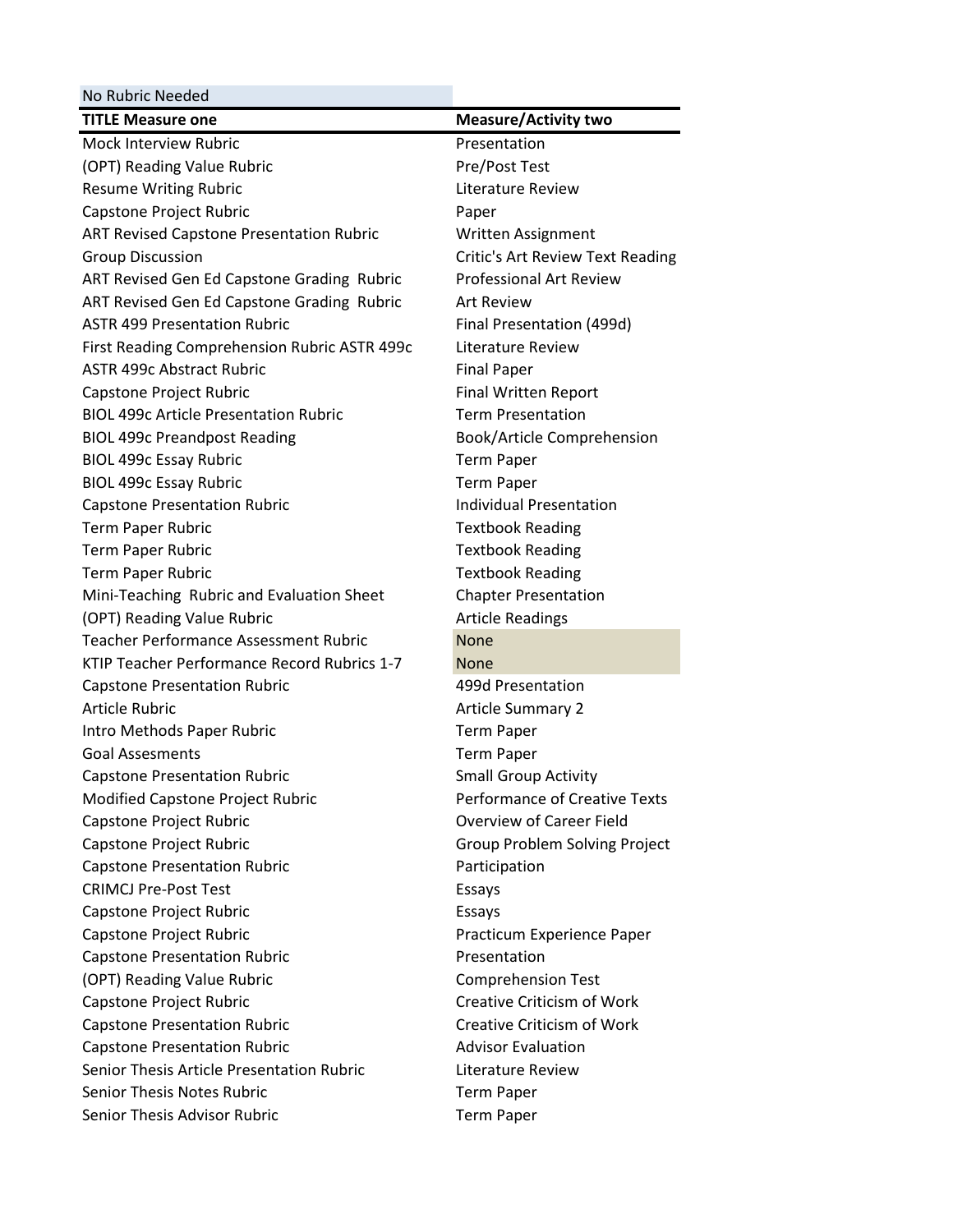| No Rubric Needed | |
|---|---|
| **TITLE Measure one** | **Measure/Activity two** |
| Mock Interview Rubric | Presentation |
| (OPT) Reading Value Rubric | Pre/Post Test |
| Resume Writing Rubric | Literature Review |
| Capstone Project Rubric | Paper |
| ART Revised Capstone Presentation Rubric | Written Assignment |
| Group Discussion | Critic's Art Review Text Reading |
| ART Revised Gen Ed Capstone Grading Rubric | Professional Art Review |
| ART Revised Gen Ed Capstone Grading Rubric | Art Review |
| ASTR 499 Presentation Rubric | Final Presentation (499d) |
| First Reading Comprehension Rubric ASTR 499c | Literature Review |
| ASTR 499c Abstract Rubric | Final Paper |
| Capstone Project Rubric | Final Written Report |
| BIOL 499c Article Presentation Rubric | Term Presentation |
| BIOL 499c Preandpost Reading | Book/Article Comprehension |
| BIOL 499c Essay Rubric | Term Paper |
| BIOL 499c Essay Rubric | Term Paper |
| Capstone Presentation Rubric | Individual Presentation |
| Term Paper Rubric | Textbook Reading |
| Term Paper Rubric | Textbook Reading |
| Term Paper Rubric | Textbook Reading |
| Mini-Teaching Rubric and Evaluation Sheet | Chapter Presentation |
| (OPT) Reading Value Rubric | Article Readings |
| Teacher Performance Assessment Rubric | None |
| KTIP Teacher Performance Record Rubrics 1-7 | None |
| Capstone Presentation Rubric | 499d Presentation |
| Article Rubric | Article Summary 2 |
| Intro Methods Paper Rubric | Term Paper |
| Goal Assesments | Term Paper |
| Capstone Presentation Rubric | Small Group Activity |
| Modified Capstone Project Rubric | Performance of Creative Texts |
| Capstone Project Rubric | Overview of Career Field |
| Capstone Project Rubric | Group Problem Solving Project |
| Capstone Presentation Rubric | Participation |
| CRIMCJ Pre-Post Test | Essays |
| Capstone Project Rubric | Essays |
| Capstone Project Rubric | Practicum Experience Paper |
| Capstone Presentation Rubric | Presentation |
| (OPT) Reading Value Rubric | Comprehension Test |
| Capstone Project Rubric | Creative Criticism of Work |
| Capstone Presentation Rubric | Creative Criticism of Work |
| Capstone Presentation Rubric | Advisor Evaluation |
| Senior Thesis Article Presentation Rubric | Literature Review |
| Senior Thesis Notes Rubric | Term Paper |
| Senior Thesis Advisor Rubric | Term Paper |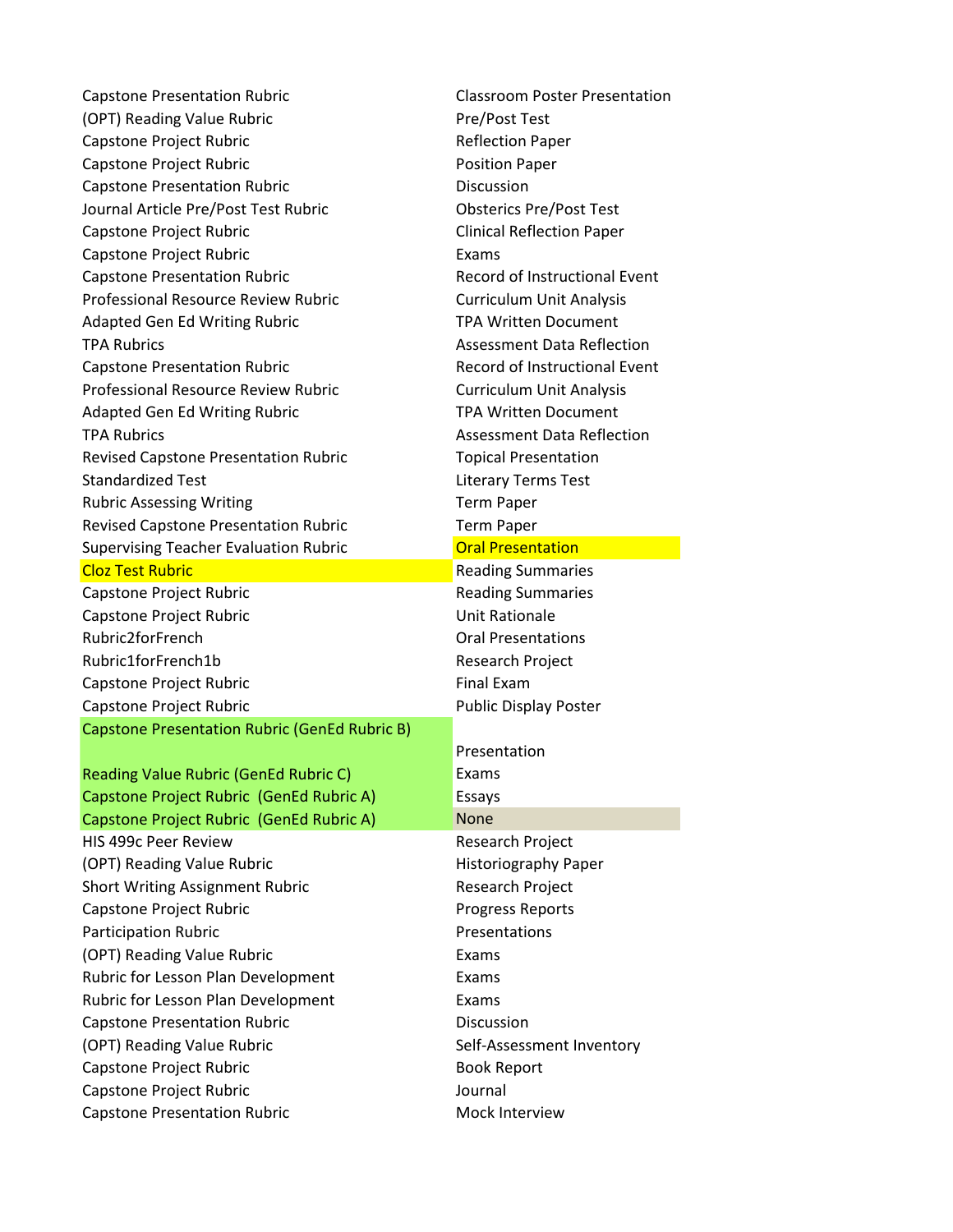| | |
|---|---|
| Capstone Presentation Rubric | Classroom Poster Presentation |
| (OPT) Reading Value Rubric | Pre/Post Test |
| Capstone Project Rubric | Reflection Paper |
| Capstone Project Rubric | Position Paper |
| Capstone Presentation Rubric | Discussion |
| Journal Article Pre/Post Test Rubric | Obsterics Pre/Post Test |
| Capstone Project Rubric | Clinical Reflection Paper |
| Capstone Project Rubric | Exams |
| Capstone Presentation Rubric | Record of Instructional Event |
| Professional Resource Review Rubric | Curriculum Unit Analysis |
| Adapted Gen Ed Writing Rubric | TPA Written Document |
| TPA Rubrics | Assessment Data Reflection |
| Capstone Presentation Rubric | Record of Instructional Event |
| Professional Resource Review Rubric | Curriculum Unit Analysis |
| Adapted Gen Ed Writing Rubric | TPA Written Document |
| TPA Rubrics | Assessment Data Reflection |
| Revised Capstone Presentation Rubric | Topical Presentation |
| Standardized Test | Literary Terms Test |
| Rubric Assessing Writing | Term Paper |
| Revised Capstone Presentation Rubric | Term Paper |
| Supervising Teacher Evaluation Rubric | Oral Presentation |
| Cloz Test Rubric | Reading Summaries |
| Capstone Project Rubric | Reading Summaries |
| Capstone Project Rubric | Unit Rationale |
| Rubric2forFrench | Oral Presentations |
| Rubric1forFrench1b | Research Project |
| Capstone Project Rubric | Final Exam |
| Capstone Project Rubric | Public Display Poster |
| Capstone Presentation Rubric (GenEd Rubric B) | Presentation |
| Reading Value Rubric (GenEd Rubric C) | Exams |
| Capstone Project Rubric (GenEd Rubric A) | Essays |
| Capstone Project Rubric (GenEd Rubric A) | None |
| HIS 499c Peer Review | Research Project |
| (OPT) Reading Value Rubric | Historiography Paper |
| Short Writing Assignment Rubric | Research Project |
| Capstone Project Rubric | Progress Reports |
| Participation Rubric | Presentations |
| (OPT) Reading Value Rubric | Exams |
| Rubric for Lesson Plan Development | Exams |
| Rubric for Lesson Plan Development | Exams |
| Capstone Presentation Rubric | Discussion |
| (OPT) Reading Value Rubric | Self-Assessment Inventory |
| Capstone Project Rubric | Book Report |
| Capstone Project Rubric | Journal |
| Capstone Presentation Rubric | Mock Interview |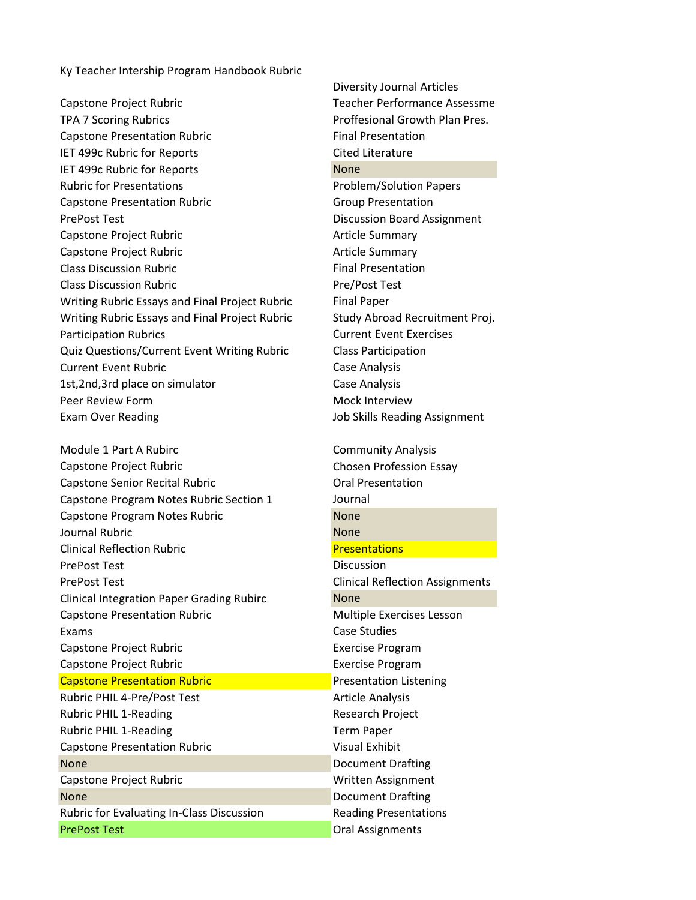| Ky Teacher Intership Program Handbook Rubric | |
|---|---|
| | Diversity Journal Articles |
| Capstone Project Rubric | Teacher Performance Assessme |
| TPA 7 Scoring Rubrics | Proffesional Growth Plan Pres. |
| Capstone Presentation Rubric | Final Presentation |
| IET 499c Rubric for Reports | Cited Literature |
| IET 499c Rubric for Reports | None |
| Rubric for Presentations | Problem/Solution Papers |
| Capstone Presentation Rubric | Group Presentation |
| PrePost Test | Discussion Board Assignment |
| Capstone Project Rubric | Article Summary |
| Capstone Project Rubric | Article Summary |
| Class Discussion Rubric | Final Presentation |
| Class Discussion Rubric | Pre/Post Test |
| Writing Rubric Essays and Final Project Rubric | Final Paper |
| Writing Rubric Essays and Final Project Rubric | Study Abroad Recruitment Proj. |
| Participation Rubrics | Current Event Exercises |
| Quiz Questions/Current Event Writing Rubric | Class Participation |
| Current Event Rubric | Case Analysis |
| 1st,2nd,3rd place on simulator | Case Analysis |
| Peer Review Form | Mock Interview |
| Exam Over Reading | Job Skills Reading Assignment |
| | |
| Module 1 Part A Rubirc | Community Analysis |
| Capstone Project Rubric | Chosen Profession Essay |
| Capstone Senior Recital Rubric | Oral Presentation |
| Capstone Program Notes Rubric Section 1 | Journal |
| Capstone Program Notes Rubric | None |
| Journal Rubric | None |
| Clinical Reflection Rubric | Presentations |
| PrePost Test | Discussion |
| PrePost Test | Clinical Reflection Assignments |
| Clinical Integration Paper Grading Rubirc | None |
| Capstone Presentation Rubric | Multiple Exercises Lesson |
| Exams | Case Studies |
| Capstone Project Rubric | Exercise Program |
| Capstone Project Rubric | Exercise Program |
| Capstone Presentation Rubric | Presentation Listening |
| Rubric PHIL 4-Pre/Post Test | Article Analysis |
| Rubric PHIL 1-Reading | Research Project |
| Rubric PHIL 1-Reading | Term Paper |
| Capstone Presentation Rubric | Visual Exhibit |
| None | Document Drafting |
| Capstone Project Rubric | Written Assignment |
| None | Document Drafting |
| Rubric for Evaluating In-Class Discussion | Reading Presentations |
| PrePost Test | Oral Assignments |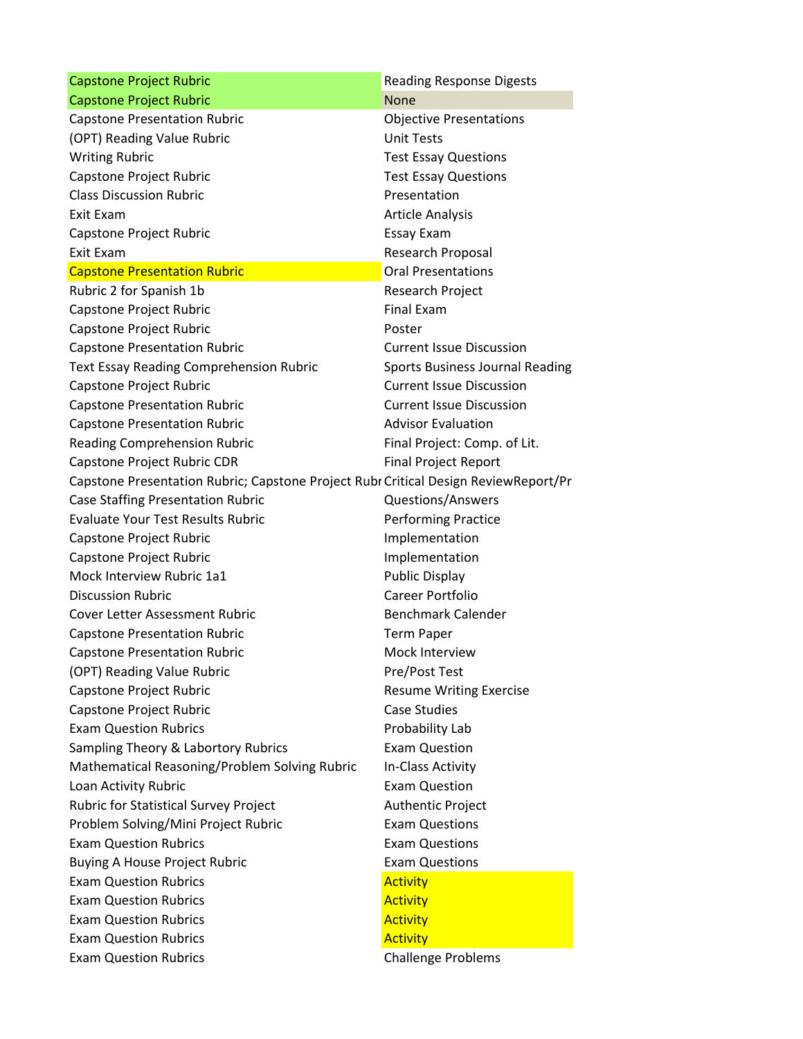| | |
|---|---|
| Capstone Project Rubric | Reading Response Digests |
| Capstone Project Rubric | None |
| Capstone Presentation Rubric | Objective Presentations |
| (OPT) Reading Value Rubric | Unit Tests |
| Writing Rubric | Test Essay Questions |
| Capstone Project Rubric | Test Essay Questions |
| Class Discussion Rubric | Presentation |
| Exit Exam | Article Analysis |
| Capstone Project Rubric | Essay Exam |
| Exit Exam | Research Proposal |
| Capstone Presentation Rubric | Oral Presentations |
| Rubric 2 for Spanish 1b | Research Project |
| Capstone Project Rubric | Final Exam |
| Capstone Project Rubric | Poster |
| Capstone Presentation Rubric | Current Issue Discussion |
| Text Essay Reading Comprehension Rubric | Sports Business Journal Reading |
| Capstone Project Rubric | Current Issue Discussion |
| Capstone Presentation Rubric | Current Issue Discussion |
| Capstone Presentation Rubric | Advisor Evaluation |
| Reading Comprehension Rubric | Final Project: Comp. of Lit. |
| Capstone Project Rubric CDR | Final Project Report |
| Capstone Presentation Rubric; Capstone Project Rubr | Critical Design ReviewReport/Pr |
| Case Staffing Presentation Rubric | Questions/Answers |
| Evaluate Your Test Results Rubric | Performing Practice |
| Capstone Project Rubric | Implementation |
| Capstone Project Rubric | Implementation |
| Mock Interview Rubric 1a1 | Public Display |
| Discussion Rubric | Career Portfolio |
| Cover Letter Assessment Rubric | Benchmark Calender |
| Capstone Presentation Rubric | Term Paper |
| Capstone Presentation Rubric | Mock Interview |
| (OPT) Reading Value Rubric | Pre/Post Test |
| Capstone Project Rubric | Resume Writing Exercise |
| Capstone Project Rubric | Case Studies |
| Exam Question Rubrics | Probability Lab |
| Sampling Theory & Labortory Rubrics | Exam Question |
| Mathematical Reasoning/Problem Solving Rubric | In-Class Activity |
| Loan Activity Rubric | Exam Question |
| Rubric for Statistical Survey Project | Authentic Project |
| Problem Solving/Mini Project Rubric | Exam Questions |
| Exam Question Rubrics | Exam Questions |
| Buying A House Project Rubric | Exam Questions |
| Exam Question Rubrics | Activity |
| Exam Question Rubrics | Activity |
| Exam Question Rubrics | Activity |
| Exam Question Rubrics | Activity |
| Exam Question Rubrics | Challenge Problems |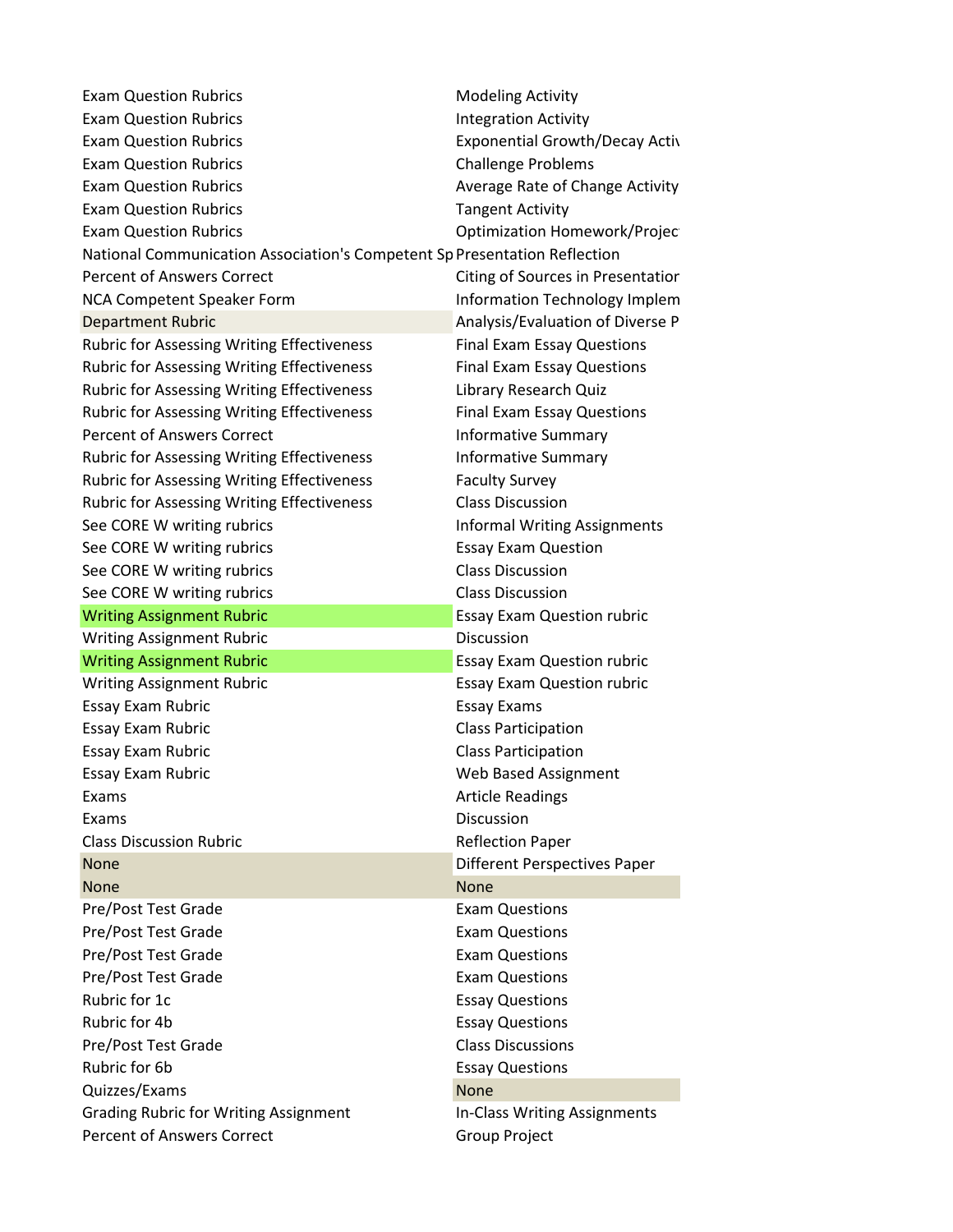| | |
|---|---|
| Exam Question Rubrics | Modeling Activity |
| Exam Question Rubrics | Integration Activity |
| Exam Question Rubrics | Exponential Growth/Decay Activ |
| Exam Question Rubrics | Challenge Problems |
| Exam Question Rubrics | Average Rate of Change Activity |
| Exam Question Rubrics | Tangent Activity |
| Exam Question Rubrics | Optimization Homework/Projec |
| National Communication Association's Competent Sp | Presentation Reflection |
| Percent of Answers Correct | Citing of Sources in Presentatior |
| NCA Competent Speaker Form | Information Technology Implem |
| Department Rubric | Analysis/Evaluation of Diverse P |
| Rubric for Assessing Writing Effectiveness | Final Exam Essay Questions |
| Rubric for Assessing Writing Effectiveness | Final Exam Essay Questions |
| Rubric for Assessing Writing Effectiveness | Library Research Quiz |
| Rubric for Assessing Writing Effectiveness | Final Exam Essay Questions |
| Percent of Answers Correct | Informative Summary |
| Rubric for Assessing Writing Effectiveness | Informative Summary |
| Rubric for Assessing Writing Effectiveness | Faculty Survey |
| Rubric for Assessing Writing Effectiveness | Class Discussion |
| See CORE W writing rubrics | Informal Writing Assignments |
| See CORE W writing rubrics | Essay Exam Question |
| See CORE W writing rubrics | Class Discussion |
| See CORE W writing rubrics | Class Discussion |
| Writing Assignment Rubric | Essay Exam Question rubric |
| Writing Assignment Rubric | Discussion |
| Writing Assignment Rubric | Essay Exam Question rubric |
| Writing Assignment Rubric | Essay Exam Question rubric |
| Essay Exam Rubric | Essay Exams |
| Essay Exam Rubric | Class Participation |
| Essay Exam Rubric | Class Participation |
| Essay Exam Rubric | Web Based Assignment |
| Exams | Article Readings |
| Exams | Discussion |
| Class Discussion Rubric | Reflection Paper |
| None | Different Perspectives Paper |
| None | None |
| Pre/Post Test Grade | Exam Questions |
| Pre/Post Test Grade | Exam Questions |
| Pre/Post Test Grade | Exam Questions |
| Pre/Post Test Grade | Exam Questions |
| Rubric for 1c | Essay Questions |
| Rubric for 4b | Essay Questions |
| Pre/Post Test Grade | Class Discussions |
| Rubric for 6b | Essay Questions |
| Quizzes/Exams | None |
| Grading Rubric for Writing Assignment | In-Class Writing Assignments |
| Percent of Answers Correct | Group Project |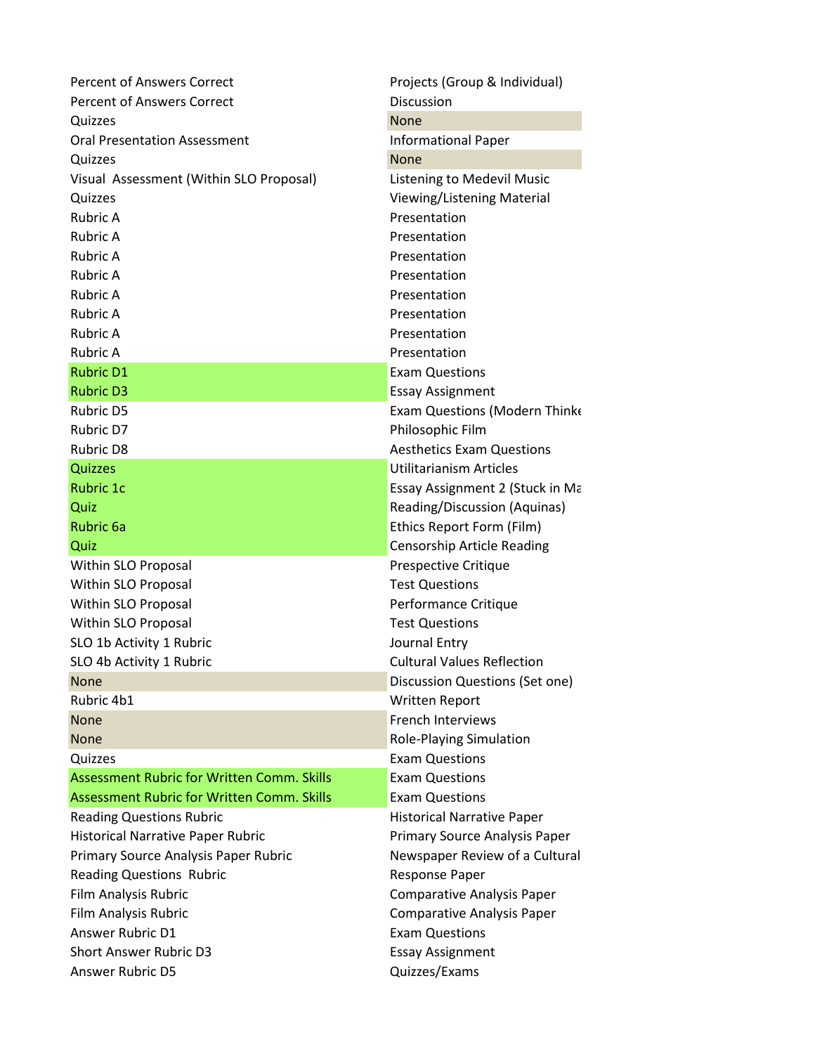| | |
|---|---|
| Percent of Answers Correct | Projects (Group & Individual) |
| Percent of Answers Correct | Discussion |
| Quizzes | None |
| Oral Presentation Assessment | Informational Paper |
| Quizzes | None |
| Visual Assessment (Within SLO Proposal) | Listening to Medevil Music |
| Quizzes | Viewing/Listening Material |
| Rubric A | Presentation |
| Rubric A | Presentation |
| Rubric A | Presentation |
| Rubric A | Presentation |
| Rubric A | Presentation |
| Rubric A | Presentation |
| Rubric A | Presentation |
| Rubric A | Presentation |
| Rubric D1 | Exam Questions |
| Rubric D3 | Essay Assignment |
| Rubric D5 | Exam Questions (Modern Thinke |
| Rubric D7 | Philosophic Film |
| Rubric D8 | Aesthetics Exam Questions |
| Quizzes | Utilitarianism Articles |
| Rubric 1c | Essay Assignment 2 (Stuck in Ma |
| Quiz | Reading/Discussion (Aquinas) |
| Rubric 6a | Ethics Report Form (Film) |
| Quiz | Censorship Article Reading |
| Within SLO Proposal | Prespective Critique |
| Within SLO Proposal | Test Questions |
| Within SLO Proposal | Performance Critique |
| Within SLO Proposal | Test Questions |
| SLO 1b Activity 1 Rubric | Journal Entry |
| SLO 4b Activity 1 Rubric | Cultural Values Reflection |
| None | Discussion Questions (Set one) |
| Rubric 4b1 | Written Report |
| None | French Interviews |
| None | Role-Playing Simulation |
| Quizzes | Exam Questions |
| Assessment Rubric for Written Comm. Skills | Exam Questions |
| Assessment Rubric for Written Comm. Skills | Exam Questions |
| Reading Questions Rubric | Historical Narrative Paper |
| Historical Narrative Paper Rubric | Primary Source Analysis Paper |
| Primary Source Analysis Paper Rubric | Newspaper Review of a Cultural |
| Reading Questions Rubric | Response Paper |
| Film Analysis Rubric | Comparative Analysis Paper |
| Film Analysis Rubric | Comparative Analysis Paper |
| Answer Rubric D1 | Exam Questions |
| Short Answer Rubric D3 | Essay Assignment |
| Answer Rubric D5 | Quizzes/Exams |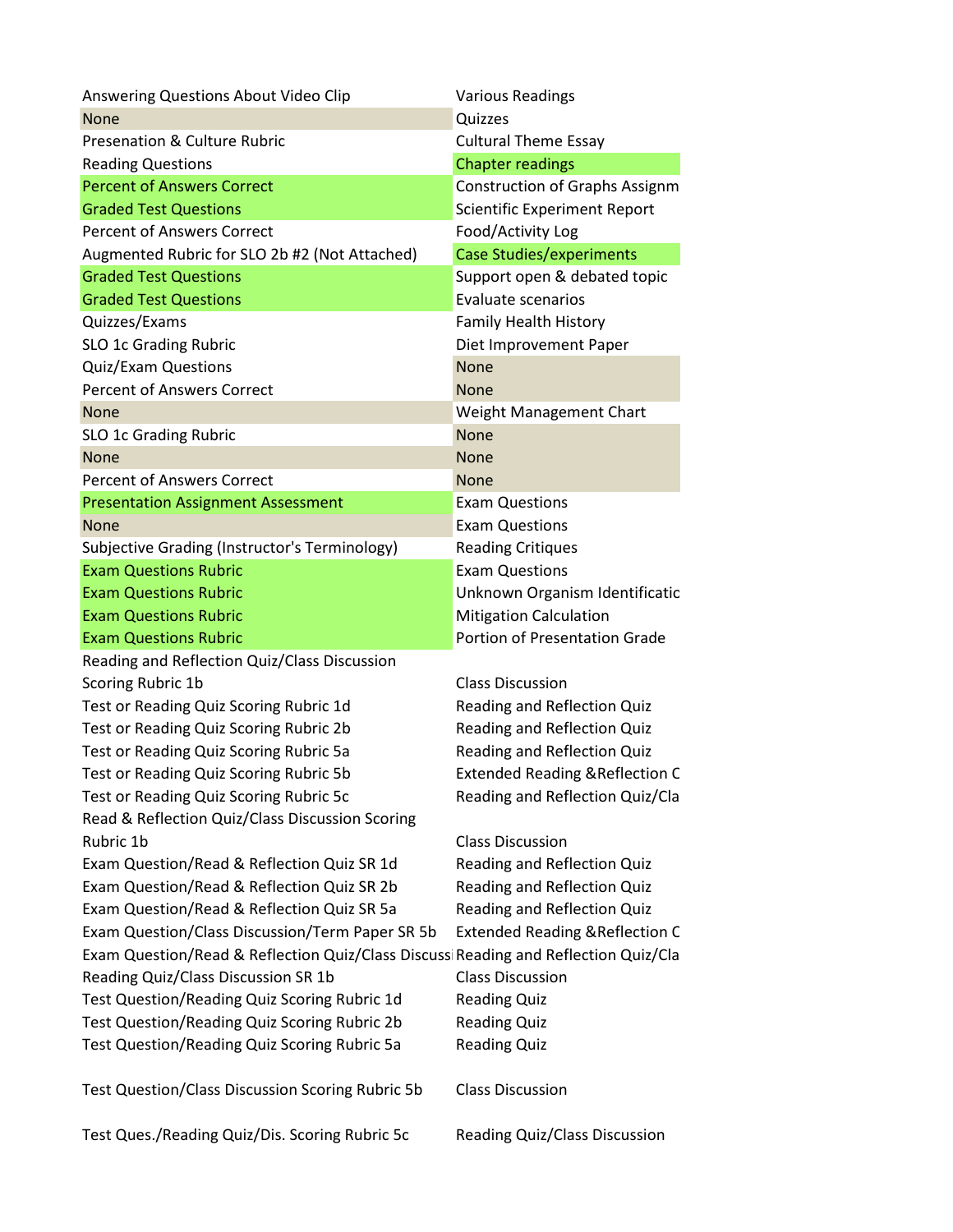| | |
|---|---|
| Answering Questions About Video Clip | Various Readings |
| None | Quizzes |
| Presenation & Culture Rubric | Cultural Theme Essay |
| Reading Questions | Chapter readings |
| Percent of Answers Correct | Construction of Graphs Assignm |
| Graded Test Questions | Scientific Experiment Report |
| Percent of Answers Correct | Food/Activity Log |
| Augmented Rubric for SLO 2b #2 (Not Attached) | Case Studies/experiments |
| Graded Test Questions | Support open & debated topic |
| Graded Test Questions | Evaluate scenarios |
| Quizzes/Exams | Family Health History |
| SLO 1c Grading Rubric | Diet Improvement Paper |
| Quiz/Exam Questions | None |
| Percent of Answers Correct | None |
| None | Weight Management Chart |
| SLO 1c Grading Rubric | None |
| None | None |
| Percent of Answers Correct | None |
| Presentation Assignment Assessment | Exam Questions |
| None | Exam Questions |
| Subjective Grading (Instructor's Terminology) | Reading Critiques |
| Exam Questions Rubric | Exam Questions |
| Exam Questions Rubric | Unknown Organism Identificatic |
| Exam Questions Rubric | Mitigation Calculation |
| Exam Questions Rubric | Portion of Presentation Grade |
| Reading and Reflection Quiz/Class Discussion Scoring Rubric 1b | Class Discussion |
| Test or Reading Quiz Scoring Rubric 1d | Reading and Reflection Quiz |
| Test or Reading Quiz Scoring Rubric 2b | Reading and Reflection Quiz |
| Test or Reading Quiz Scoring Rubric 5a | Reading and Reflection Quiz |
| Test or Reading Quiz Scoring Rubric 5b | Extended Reading &Reflection C |
| Test or Reading Quiz Scoring Rubric 5c | Reading and Reflection Quiz/Cla |
| Read & Reflection Quiz/Class Discussion Scoring Rubric 1b | Class Discussion |
| Exam Question/Read & Reflection Quiz SR 1d | Reading and Reflection Quiz |
| Exam Question/Read & Reflection Quiz SR 2b | Reading and Reflection Quiz |
| Exam Question/Read & Reflection Quiz SR 5a | Reading and Reflection Quiz |
| Exam Question/Class Discussion/Term Paper SR 5b | Extended Reading &Reflection C |
| Exam Question/Read & Reflection Quiz/Class Discussi | Reading and Reflection Quiz/Cla |
| Reading Quiz/Class Discussion SR 1b | Class Discussion |
| Test Question/Reading Quiz Scoring Rubric 1d | Reading Quiz |
| Test Question/Reading Quiz Scoring Rubric 2b | Reading Quiz |
| Test Question/Reading Quiz Scoring Rubric 5a | Reading Quiz |
| Test Question/Class Discussion Scoring Rubric 5b | Class Discussion |
| Test Ques./Reading Quiz/Dis. Scoring Rubric 5c | Reading Quiz/Class Discussion |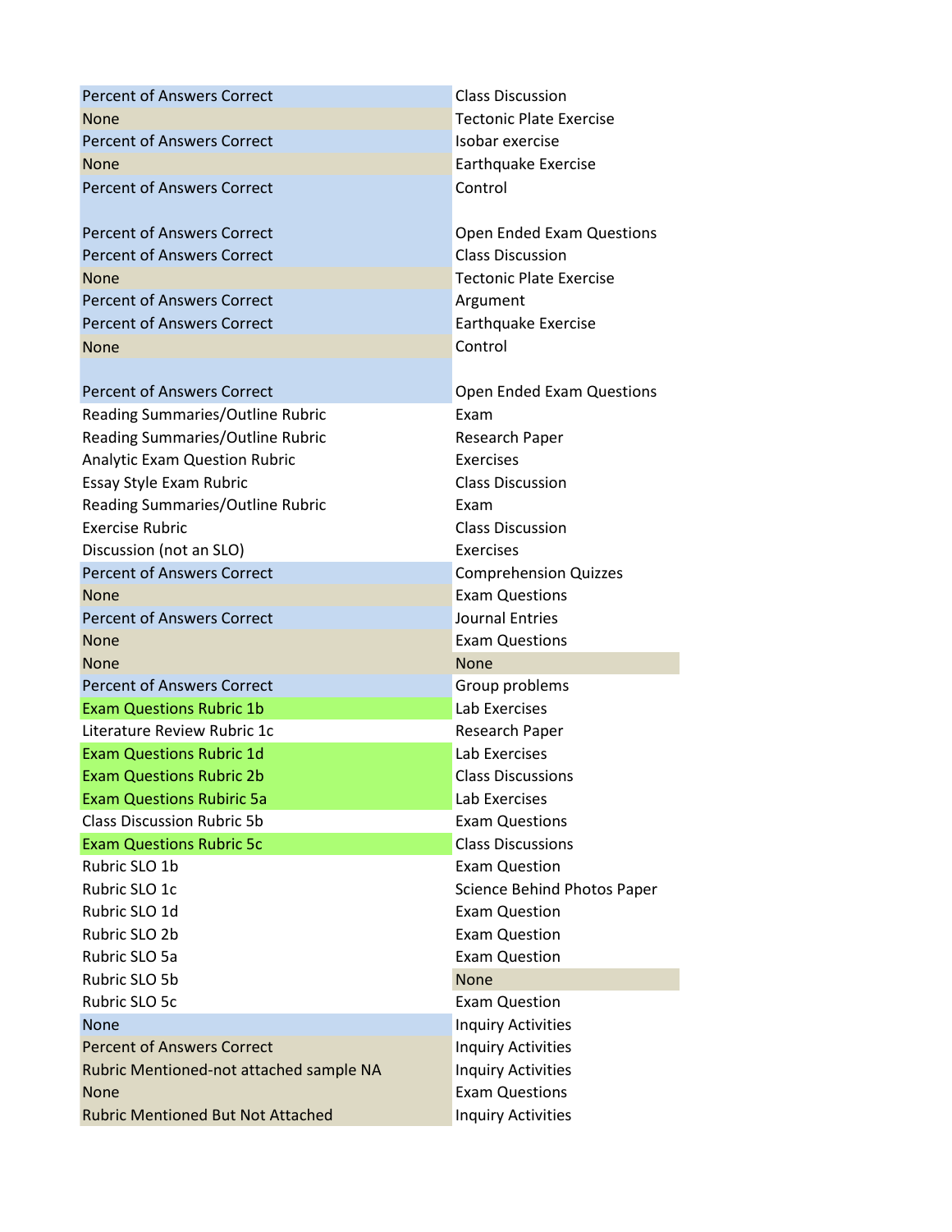| | |
|---|---|
| Percent of Answers Correct | Class Discussion |
| None | Tectonic Plate Exercise |
| Percent of Answers Correct | Isobar exercise |
| None | Earthquake Exercise |
| Percent of Answers Correct | Control |
| | |
| Percent of Answers Correct | Open Ended Exam Questions |
| Percent of Answers Correct | Class Discussion |
| None | Tectonic Plate Exercise |
| Percent of Answers Correct | Argument |
| Percent of Answers Correct | Earthquake Exercise |
| None | Control |
| | |
| Percent of Answers Correct | Open Ended Exam Questions |
| Reading Summaries/Outline Rubric | Exam |
| Reading Summaries/Outline Rubric | Research Paper |
| Analytic Exam Question Rubric | Exercises |
| Essay Style Exam Rubric | Class Discussion |
| Reading Summaries/Outline Rubric | Exam |
| Exercise Rubric | Class Discussion |
| Discussion (not an SLO) | Exercises |
| Percent of Answers Correct | Comprehension Quizzes |
| None | Exam Questions |
| Percent of Answers Correct | Journal Entries |
| None | Exam Questions |
| None | None |
| Percent of Answers Correct | Group problems |
| Exam Questions Rubric 1b | Lab Exercises |
| Literature Review Rubric 1c | Research Paper |
| Exam Questions Rubric 1d | Lab Exercises |
| Exam Questions Rubric 2b | Class Discussions |
| Exam Questions Rubiric 5a | Lab Exercises |
| Class Discussion Rubric 5b | Exam Questions |
| Exam Questions Rubric 5c | Class Discussions |
| Rubric SLO 1b | Exam Question |
| Rubric SLO 1c | Science Behind Photos Paper |
| Rubric SLO 1d | Exam Question |
| Rubric SLO 2b | Exam Question |
| Rubric SLO 5a | Exam Question |
| Rubric SLO 5b | None |
| Rubric SLO 5c | Exam Question |
| None | Inquiry Activities |
| Percent of Answers Correct | Inquiry Activities |
| Rubric Mentioned-not attached sample NA | Inquiry Activities |
| None | Exam Questions |
| Rubric Mentioned But Not Attached | Inquiry Activities |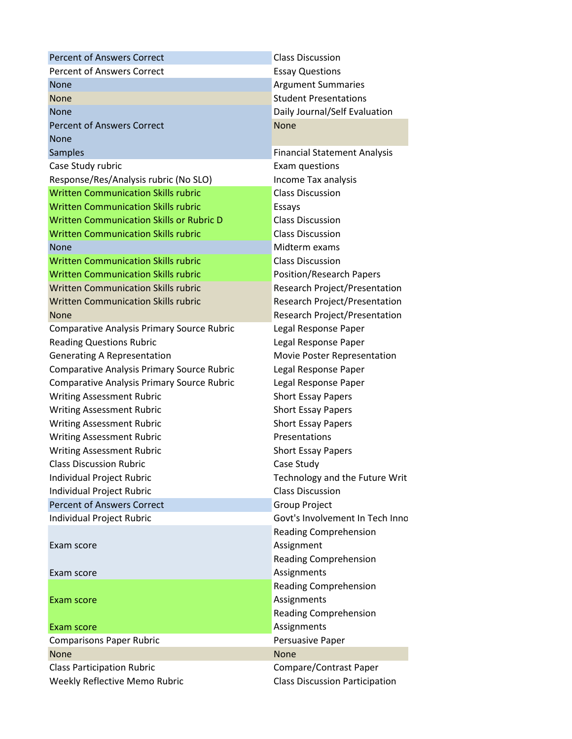| | |
|---|---|
| Percent of Answers Correct | Class Discussion |
| Percent of Answers Correct | Essay Questions |
| None | Argument Summaries |
| None | Student Presentations |
| None | Daily Journal/Self Evaluation |
| Percent of Answers Correct | None |
| None | |
| Samples | Financial Statement Analysis |
| Case Study rubric | Exam questions |
| Response/Res/Analysis rubric (No SLO) | Income Tax analysis |
| Written Communication Skills rubric | Class Discussion |
| Written Communication Skills rubric | Essays |
| Written Communication Skills or Rubric D | Class Discussion |
| Written Communication Skills rubric | Class Discussion |
| None | Midterm exams |
| Written Communication Skills rubric | Class Discussion |
| Written Communication Skills rubric | Position/Research Papers |
| Written Communication Skills rubric | Research Project/Presentation |
| Written Communication Skills rubric | Research Project/Presentation |
| None | Research Project/Presentation |
| Comparative Analysis Primary Source Rubric | Legal Response Paper |
| Reading Questions Rubric | Legal Response Paper |
| Generating A Representation | Movie Poster Representation |
| Comparative Analysis Primary Source Rubric | Legal Response Paper |
| Comparative Analysis Primary Source Rubric | Legal Response Paper |
| Writing Assessment Rubric | Short Essay Papers |
| Writing Assessment Rubric | Short Essay Papers |
| Writing Assessment Rubric | Short Essay Papers |
| Writing Assessment Rubric | Presentations |
| Writing Assessment Rubric | Short Essay Papers |
| Class Discussion Rubric | Case Study |
| Individual Project Rubric | Technology and the Future Writ |
| Individual Project Rubric | Class Discussion |
| Percent of Answers Correct | Group Project |
| Individual Project Rubric | Govt's Involvement In Tech Inno |
| Exam score | Reading Comprehension Assignment |
| Exam score | Reading Comprehension Assignments |
| Exam score | Reading Comprehension Assignments |
| Exam score | Reading Comprehension Assignments |
| Comparisons Paper Rubric | Persuasive Paper |
| None | None |
| Class Participation Rubric | Compare/Contrast Paper |
| Weekly Reflective Memo Rubric | Class Discussion Participation |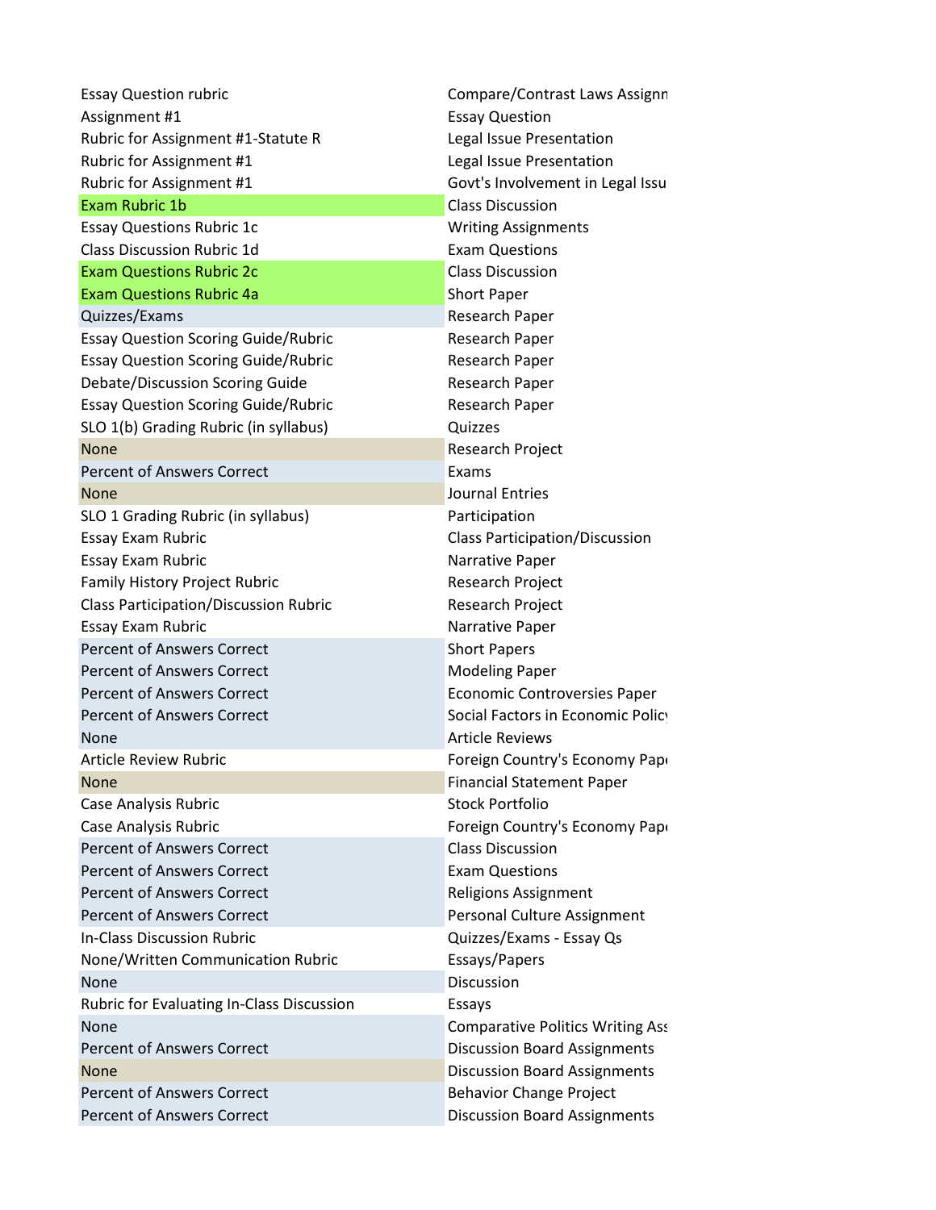| | |
|---|---|
| Essay Question rubric | Compare/Contrast Laws Assignm |
| Assignment #1 | Essay Question |
| Rubric for Assignment #1-Statute R | Legal Issue Presentation |
| Rubric for Assignment #1 | Legal Issue Presentation |
| Rubric for Assignment #1 | Govt's Involvement in Legal Issu |
| Exam Rubric 1b | Class Discussion |
| Essay Questions Rubric 1c | Writing Assignments |
| Class Discussion Rubric 1d | Exam Questions |
| Exam Questions Rubric 2c | Class Discussion |
| Exam Questions Rubric 4a | Short Paper |
| Quizzes/Exams | Research Paper |
| Essay Question Scoring Guide/Rubric | Research Paper |
| Essay Question Scoring Guide/Rubric | Research Paper |
| Debate/Discussion Scoring Guide | Research Paper |
| Essay Question Scoring Guide/Rubric | Research Paper |
| SLO 1(b) Grading Rubric (in syllabus) | Quizzes |
| None | Research Project |
| Percent of Answers Correct | Exams |
| None | Journal Entries |
| SLO 1 Grading Rubric (in syllabus) | Participation |
| Essay Exam Rubric | Class Participation/Discussion |
| Essay Exam Rubric | Narrative Paper |
| Family History Project Rubric | Research Project |
| Class Participation/Discussion Rubric | Research Project |
| Essay Exam Rubric | Narrative Paper |
| Percent of Answers Correct | Short Papers |
| Percent of Answers Correct | Modeling Paper |
| Percent of Answers Correct | Economic Controversies Paper |
| Percent of Answers Correct | Social Factors in Economic Policy |
| None | Article Reviews |
| Article Review Rubric | Foreign Country's Economy Pap |
| None | Financial Statement Paper |
| Case Analysis Rubric | Stock Portfolio |
| Case Analysis Rubric | Foreign Country's Economy Pap |
| Percent of Answers Correct | Class Discussion |
| Percent of Answers Correct | Exam Questions |
| Percent of Answers Correct | Religions Assignment |
| Percent of Answers Correct | Personal Culture Assignment |
| In-Class Discussion Rubric | Quizzes/Exams - Essay Qs |
| None/Written Communication Rubric | Essays/Papers |
| None | Discussion |
| Rubric for Evaluating In-Class Discussion | Essays |
| None | Comparative Politics Writing Ass |
| Percent of Answers Correct | Discussion Board Assignments |
| None | Discussion Board Assignments |
| Percent of Answers Correct | Behavior Change Project |
| Percent of Answers Correct | Discussion Board Assignments |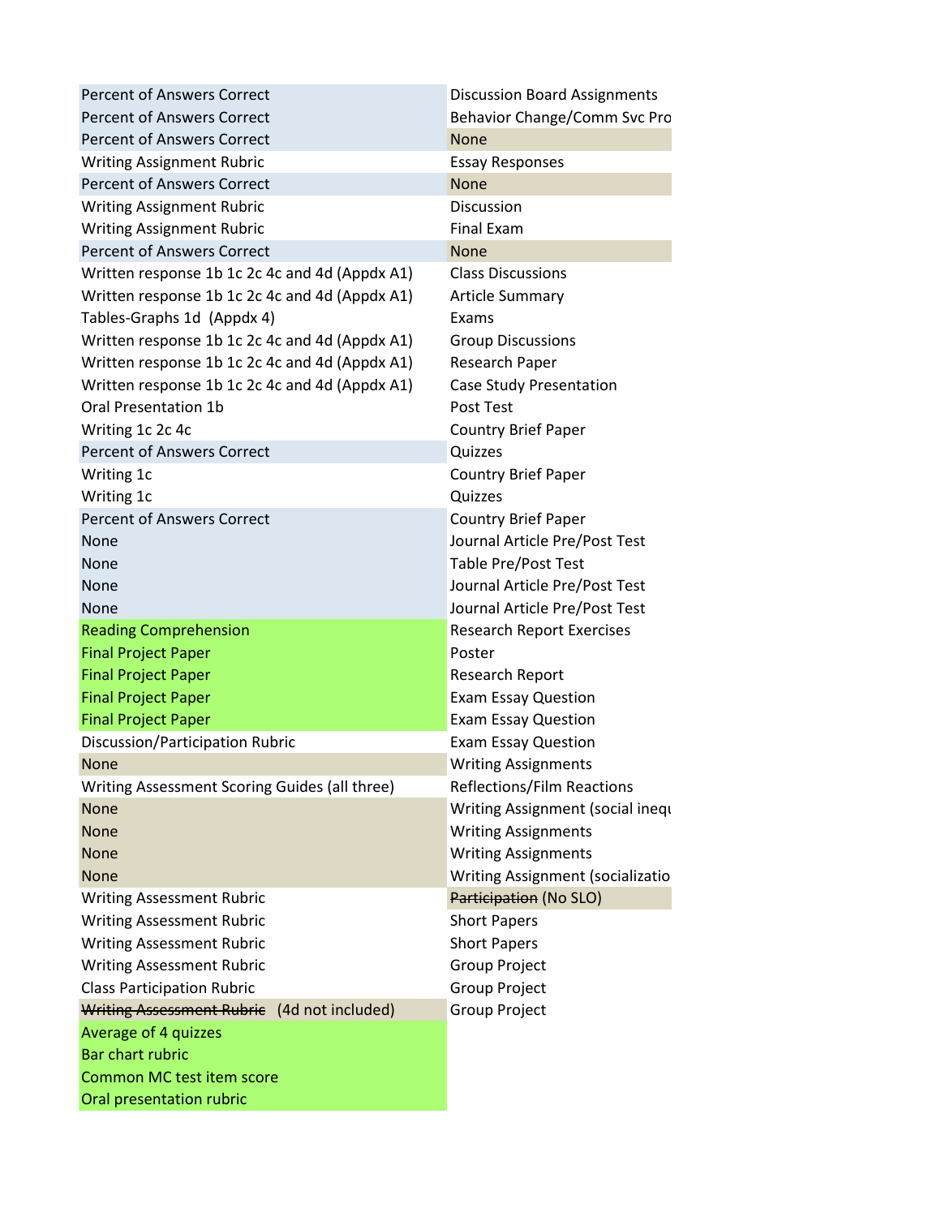| | |
|---|---|
| Percent of Answers Correct | Discussion Board Assignments |
| Percent of Answers Correct | Behavior Change/Comm Svc Pro |
| Percent of Answers Correct | None |
| Writing Assignment Rubric | Essay Responses |
| Percent of Answers Correct | None |
| Writing Assignment Rubric | Discussion |
| Writing Assignment Rubric | Final Exam |
| Percent of Answers Correct | None |
| Written response 1b 1c 2c 4c and 4d (Appdx A1) | Class Discussions |
| Written response 1b 1c 2c 4c and 4d (Appdx A1) | Article Summary |
| Tables-Graphs 1d (Appdx 4) | Exams |
| Written response 1b 1c 2c 4c and 4d (Appdx A1) | Group Discussions |
| Written response 1b 1c 2c 4c and 4d (Appdx A1) | Research Paper |
| Written response 1b 1c 2c 4c and 4d (Appdx A1) | Case Study Presentation |
| Oral Presentation 1b | Post Test |
| Writing 1c 2c 4c | Country Brief Paper |
| Percent of Answers Correct | Quizzes |
| Writing 1c | Country Brief Paper |
| Writing 1c | Quizzes |
| Percent of Answers Correct | Country Brief Paper |
| None | Journal Article Pre/Post Test |
| None | Table Pre/Post Test |
| None | Journal Article Pre/Post Test |
| None | Journal Article Pre/Post Test |
| Reading Comprehension | Research Report Exercises |
| Final Project Paper | Poster |
| Final Project Paper | Research Report |
| Final Project Paper | Exam Essay Question |
| Final Project Paper | Exam Essay Question |
| Discussion/Participation Rubric | Exam Essay Question |
| None | Writing Assignments |
| Writing Assessment Scoring Guides (all three) | Reflections/Film Reactions |
| None | Writing Assignment (social inequ |
| None | Writing Assignments |
| None | Writing Assignments |
| None | Writing Assignment (socializatio |
| Writing Assessment Rubric | ~~Participation~~ (No SLO) |
| Writing Assessment Rubric | Short Papers |
| Writing Assessment Rubric | Short Papers |
| Writing Assessment Rubric | Group Project |
| Class Participation Rubric | Group Project |
| ~~Writing Assessment Rubric~~ (4d not included) | Group Project |
| Average of 4 quizzes | |
| Bar chart rubric | |
| Common MC test item score | |
| Oral presentation rubric | |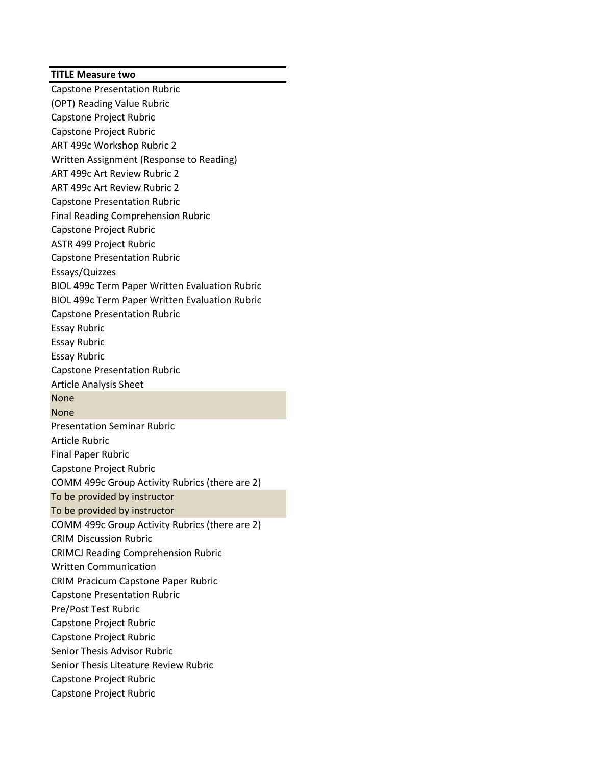| TITLE Measure two |
|---|
| Capstone Presentation Rubric |
| (OPT) Reading Value Rubric |
| Capstone Project Rubric |
| Capstone Project Rubric |
| ART 499c Workshop Rubric 2 |
| Written Assignment (Response to Reading) |
| ART 499c Art Review Rubric 2 |
| ART 499c Art Review Rubric 2 |
| Capstone Presentation Rubric |
| Final Reading Comprehension Rubric |
| Capstone Project Rubric |
| ASTR 499 Project Rubric |
| Capstone Presentation Rubric |
| Essays/Quizzes |
| BIOL 499c Term Paper Written Evaluation Rubric |
| BIOL 499c Term Paper Written Evaluation Rubric |
| Capstone Presentation Rubric |
| Essay Rubric |
| Essay Rubric |
| Essay Rubric |
| Capstone Presentation Rubric |
| Article Analysis Sheet |
| None |
| None |
| Presentation Seminar Rubric |
| Article Rubric |
| Final Paper Rubric |
| Capstone Project Rubric |
| COMM 499c Group Activity Rubrics (there are 2) |
| To be provided by instructor |
| To be provided by instructor |
| COMM 499c Group Activity Rubrics (there are 2) |
| CRIM Discussion Rubric |
| CRIMCJ Reading Comprehension Rubric |
| Written Communication |
| CRIM Pracicum Capstone Paper Rubric |
| Capstone Presentation Rubric |
| Pre/Post Test Rubric |
| Capstone Project Rubric |
| Capstone Project Rubric |
| Senior Thesis Advisor Rubric |
| Senior Thesis Liteature Review Rubric |
| Capstone Project Rubric |
| Capstone Project Rubric |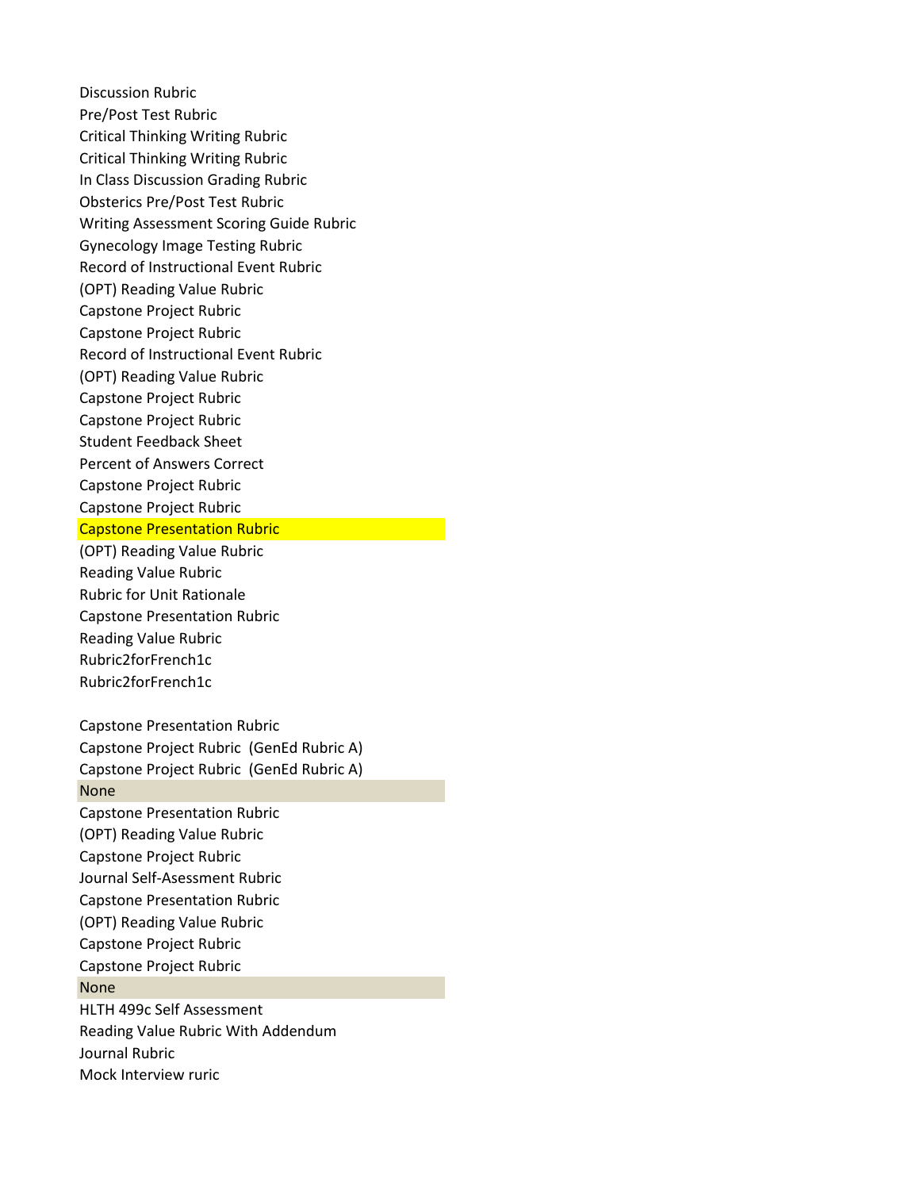Discussion Rubric
Pre/Post Test Rubric
Critical Thinking Writing Rubric
Critical Thinking Writing Rubric
In Class Discussion Grading Rubric
Obsterics Pre/Post Test Rubric
Writing Assessment Scoring Guide Rubric
Gynecology Image Testing Rubric
Record of Instructional Event Rubric
(OPT) Reading Value Rubric
Capstone Project Rubric
Capstone Project Rubric
Record of Instructional Event Rubric
(OPT) Reading Value Rubric
Capstone Project Rubric
Capstone Project Rubric
Student Feedback Sheet
Percent of Answers Correct
Capstone Project Rubric
Capstone Project Rubric
Capstone Presentation Rubric
(OPT) Reading Value Rubric
Reading Value Rubric
Rubric for Unit Rationale
Capstone Presentation Rubric
Reading Value Rubric
Rubric2forFrench1c
Rubric2forFrench1c

Capstone Presentation Rubric
Capstone Project Rubric (GenEd Rubric A)
Capstone Project Rubric (GenEd Rubric A)
None
Capstone Presentation Rubric
(OPT) Reading Value Rubric
Capstone Project Rubric
Journal Self-Asessment Rubric
Capstone Presentation Rubric
(OPT) Reading Value Rubric
Capstone Project Rubric
Capstone Project Rubric
None
HLTH 499c Self Assessment
Reading Value Rubric With Addendum
Journal Rubric
Mock Interview ruric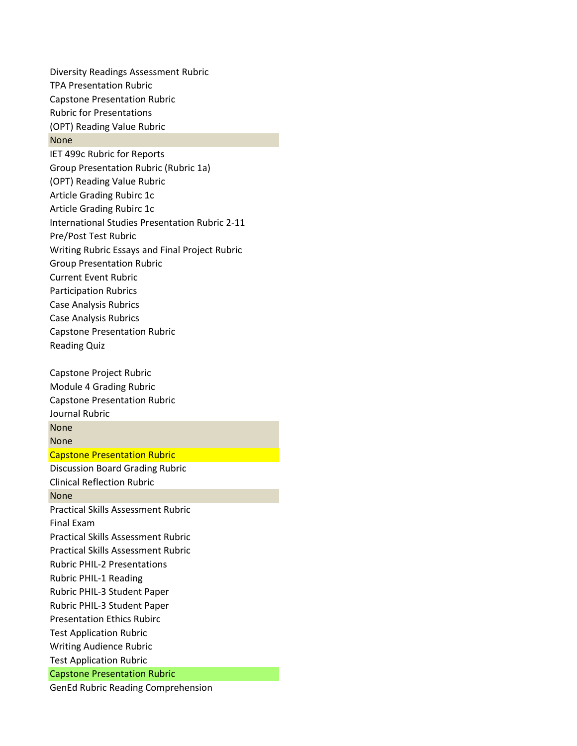Diversity Readings Assessment Rubric
TPA Presentation Rubric
Capstone Presentation Rubric
Rubric for Presentations
(OPT) Reading Value Rubric
None
IET 499c Rubric for Reports
Group Presentation Rubric (Rubric 1a)
(OPT) Reading Value Rubric
Article Grading Rubirc 1c
Article Grading Rubirc 1c
International Studies Presentation Rubric 2-11
Pre/Post Test Rubric
Writing Rubric Essays and Final Project Rubric
Group Presentation Rubric
Current Event Rubric
Participation Rubrics
Case Analysis Rubrics
Case Analysis Rubrics
Capstone Presentation Rubric
Reading Quiz

Capstone Project Rubric
Module 4 Grading Rubric
Capstone Presentation Rubric
Journal Rubric
None
None
Capstone Presentation Rubric
Discussion Board Grading Rubric
Clinical Reflection Rubric
None
Practical Skills Assessment Rubric
Final Exam
Practical Skills Assessment Rubric
Practical Skills Assessment Rubric
Rubric PHIL-2 Presentations
Rubric PHIL-1 Reading
Rubric PHIL-3 Student Paper
Rubric PHIL-3 Student Paper
Presentation Ethics Rubirc
Test Application Rubric
Writing Audience Rubric
Test Application Rubric
Capstone Presentation Rubric
GenEd Rubric Reading Comprehension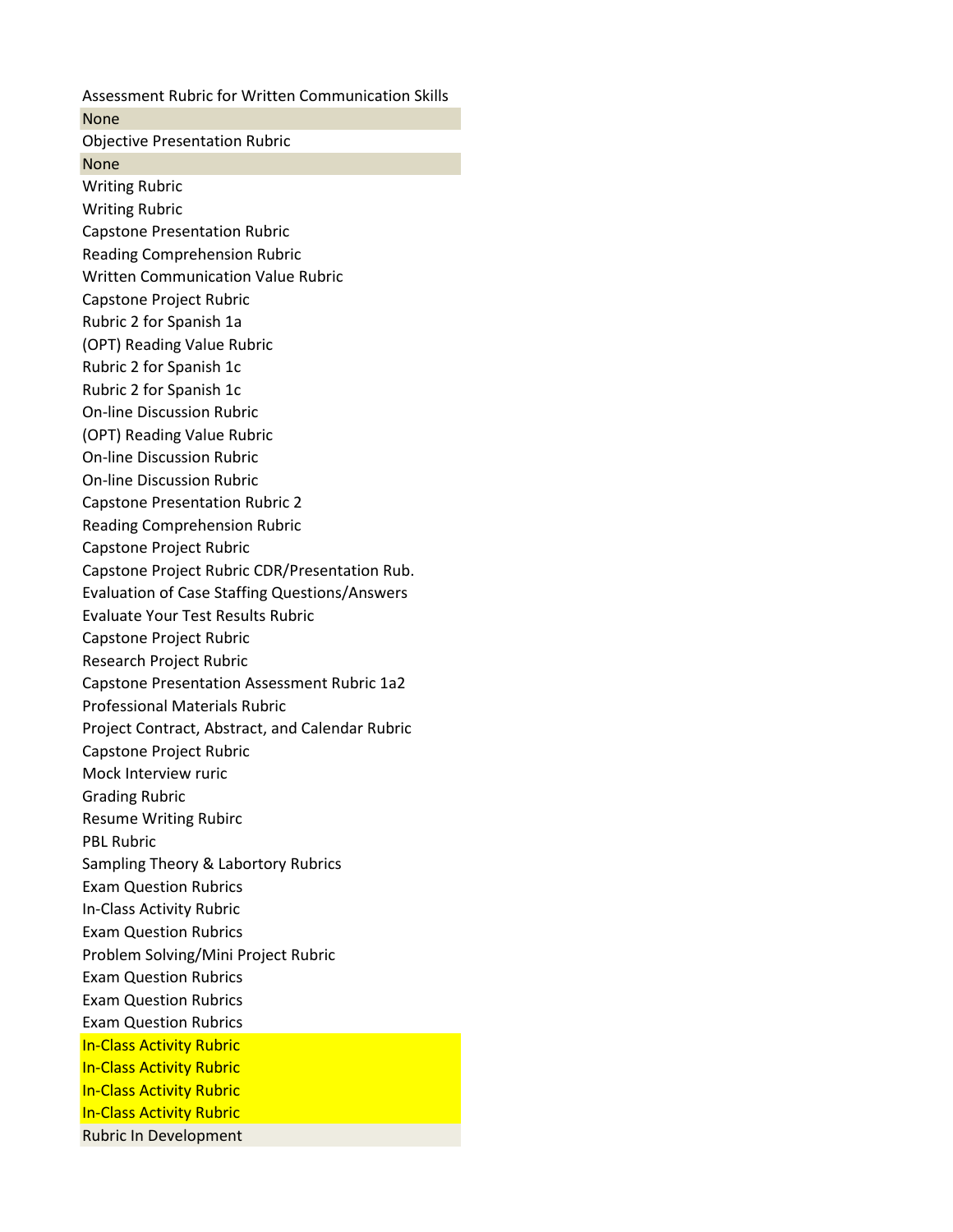Assessment Rubric for Written Communication Skills
None
Objective Presentation Rubric
None
Writing Rubric
Writing Rubric
Capstone Presentation Rubric
Reading Comprehension Rubric
Written Communication Value Rubric
Capstone Project Rubric
Rubric 2 for Spanish 1a
(OPT) Reading Value Rubric
Rubric 2 for Spanish 1c
Rubric 2 for Spanish 1c
On-line Discussion Rubric
(OPT) Reading Value Rubric
On-line Discussion Rubric
On-line Discussion Rubric
Capstone Presentation Rubric 2
Reading Comprehension Rubric
Capstone Project Rubric
Capstone Project Rubric CDR/Presentation Rub.
Evaluation of Case Staffing Questions/Answers
Evaluate Your Test Results Rubric
Capstone Project Rubric
Research Project Rubric
Capstone Presentation Assessment Rubric 1a2
Professional Materials Rubric
Project Contract, Abstract, and Calendar Rubric
Capstone Project Rubric
Mock Interview ruric
Grading Rubric
Resume Writing Rubirc
PBL Rubric
Sampling Theory & Labortory Rubrics
Exam Question Rubrics
In-Class Activity Rubric
Exam Question Rubrics
Problem Solving/Mini Project Rubric
Exam Question Rubrics
Exam Question Rubrics
Exam Question Rubrics
In-Class Activity Rubric
In-Class Activity Rubric
In-Class Activity Rubric
In-Class Activity Rubric
Rubric In Development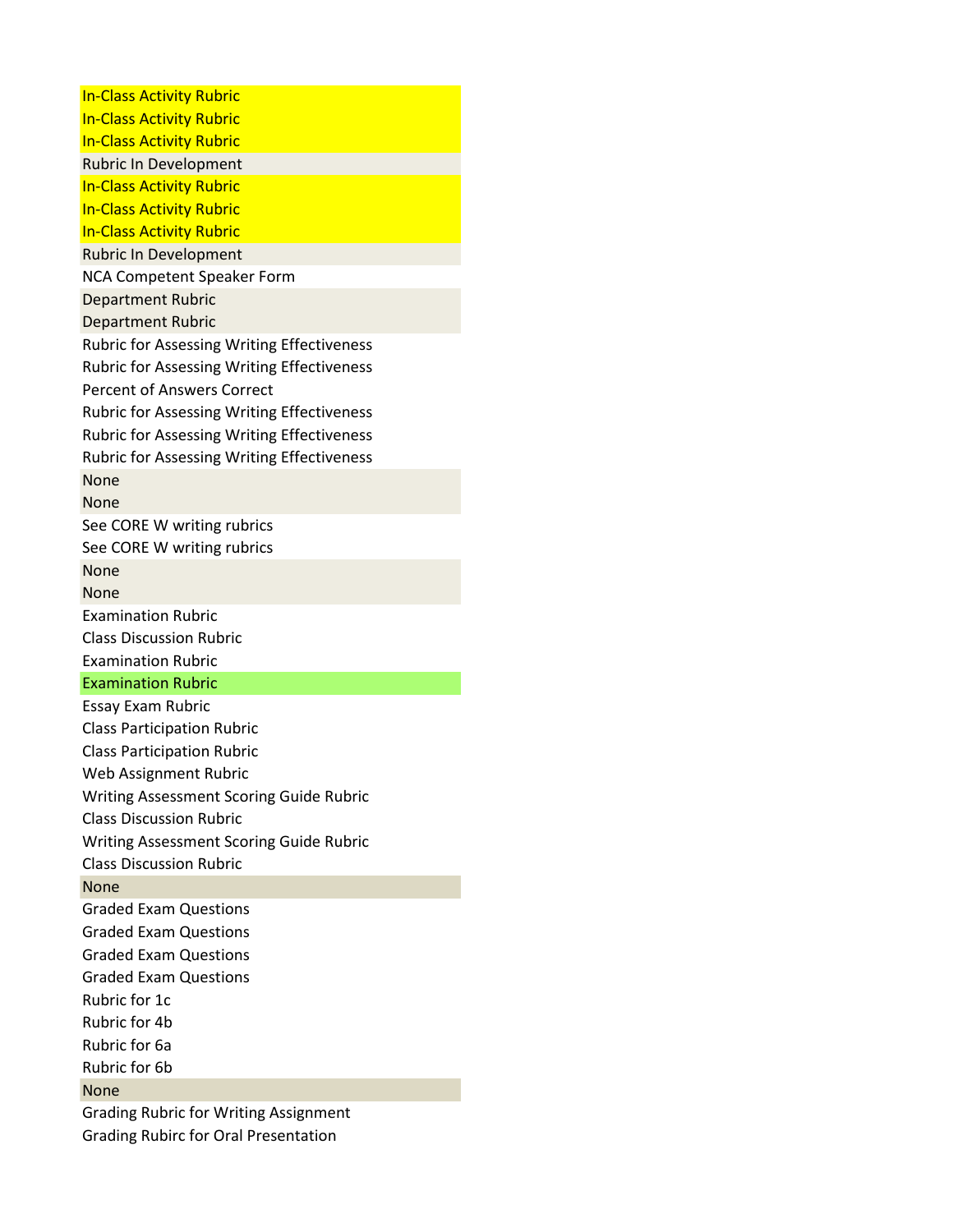In-Class Activity Rubric
In-Class Activity Rubric
In-Class Activity Rubric
Rubric In Development
In-Class Activity Rubric
In-Class Activity Rubric
In-Class Activity Rubric
Rubric In Development
NCA Competent Speaker Form
Department Rubric
Department Rubric
Rubric for Assessing Writing Effectiveness
Rubric for Assessing Writing Effectiveness
Percent of Answers Correct
Rubric for Assessing Writing Effectiveness
Rubric for Assessing Writing Effectiveness
Rubric for Assessing Writing Effectiveness
None
None
See CORE W writing rubrics
See CORE W writing rubrics
None
None
Examination Rubric
Class Discussion Rubric
Examination Rubric
Examination Rubric
Essay Exam Rubric
Class Participation Rubric
Class Participation Rubric
Web Assignment Rubric
Writing Assessment Scoring Guide Rubric
Class Discussion Rubric
Writing Assessment Scoring Guide Rubric
Class Discussion Rubric
None
Graded Exam Questions
Graded Exam Questions
Graded Exam Questions
Graded Exam Questions
Rubric for 1c
Rubric for 4b
Rubric for 6a
Rubric for 6b
None
Grading Rubric for Writing Assignment
Grading Rubirc for Oral Presentation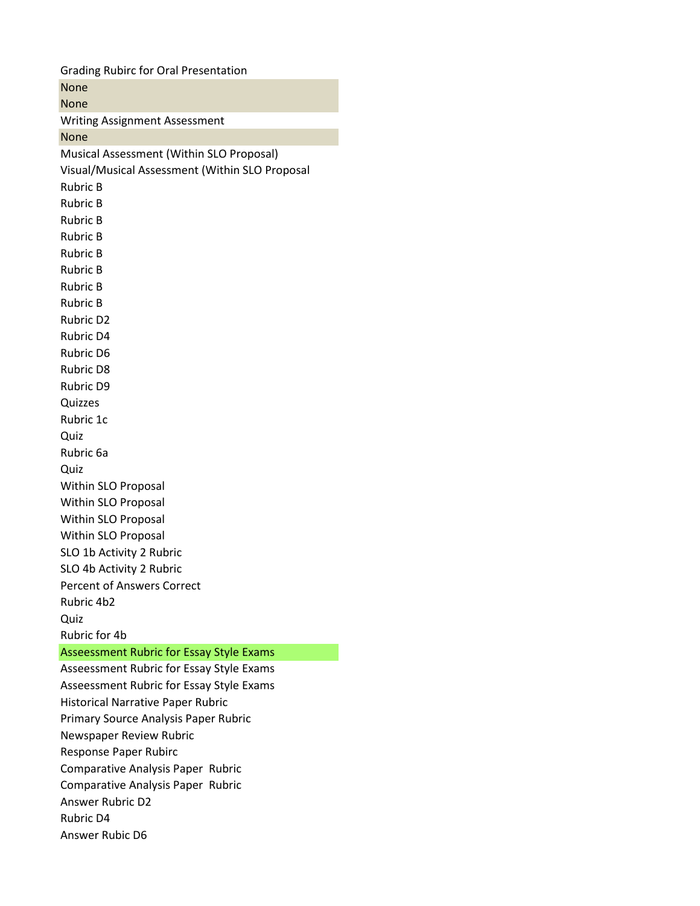Grading Rubirc for Oral Presentation
None
None
Writing Assignment Assessment
None
Musical Assessment (Within SLO Proposal)
Visual/Musical Assessment (Within SLO Proposal
Rubric B
Rubric B
Rubric B
Rubric B
Rubric B
Rubric B
Rubric B
Rubric B
Rubric D2
Rubric D4
Rubric D6
Rubric D8
Rubric D9
Quizzes
Rubric 1c
Quiz
Rubric 6a
Quiz
Within SLO Proposal
Within SLO Proposal
Within SLO Proposal
Within SLO Proposal
SLO 1b Activity 2 Rubric
SLO 4b Activity 2 Rubric
Percent of Answers Correct
Rubric 4b2
Quiz
Rubric for 4b
Asseessment Rubric for Essay Style Exams
Asseessment Rubric for Essay Style Exams
Asseessment Rubric for Essay Style Exams
Historical Narrative Paper Rubric
Primary Source Analysis Paper Rubric
Newspaper Review Rubric
Response Paper Rubirc
Comparative Analysis Paper  Rubric
Comparative Analysis Paper  Rubric
Answer Rubric D2
Rubric D4
Answer Rubic D6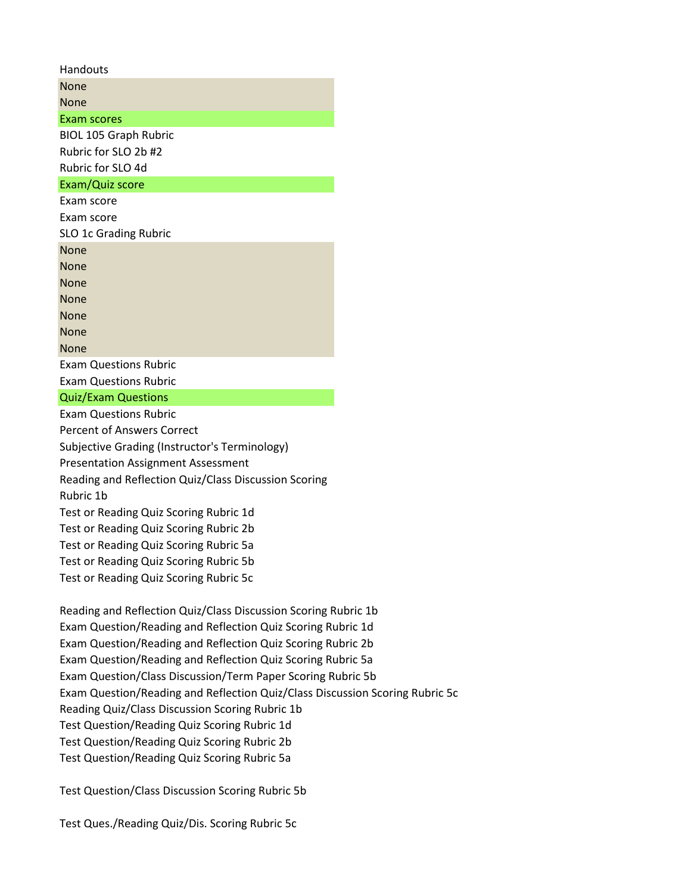| Handouts |
| --- |
| None |
| None |
| Exam scores |
| BIOL 105 Graph Rubric |
| Rubric for SLO 2b #2 |
| Rubric for SLO 4d |
| Exam/Quiz score |
| Exam score |
| Exam score |
| SLO 1c Grading Rubric |
| None |
| None |
| None |
| None |
| None |
| None |
| None |
| Exam Questions Rubric |
| Exam Questions Rubric |
| Quiz/Exam Questions |
| Exam Questions Rubric |
| Percent of Answers Correct |
| Subjective Grading (Instructor's Terminology) |
| Presentation Assignment Assessment |
| Reading and Reflection Quiz/Class Discussion Scoring Rubric 1b |
| Test or Reading Quiz Scoring Rubric 1d |
| Test or Reading Quiz Scoring Rubric 2b |
| Test or Reading Quiz Scoring Rubric 5a |
| Test or Reading Quiz Scoring Rubric 5b |
| Test or Reading Quiz Scoring Rubric 5c |
| |
| Reading and Reflection Quiz/Class Discussion Scoring Rubric 1b |
| Exam Question/Reading and Reflection Quiz Scoring Rubric 1d |
| Exam Question/Reading and Reflection Quiz Scoring Rubric 2b |
| Exam Question/Reading and Reflection Quiz Scoring Rubric 5a |
| Exam Question/Class Discussion/Term Paper Scoring Rubric 5b |
| Exam Question/Reading and Reflection Quiz/Class Discussion Scoring Rubric 5c |
| Reading Quiz/Class Discussion Scoring Rubric 1b |
| Test Question/Reading Quiz Scoring Rubric 1d |
| Test Question/Reading Quiz Scoring Rubric 2b |
| Test Question/Reading Quiz Scoring Rubric 5a |
| |
| Test Question/Class Discussion Scoring Rubric 5b |
| |
| Test Ques./Reading Quiz/Dis. Scoring Rubric 5c |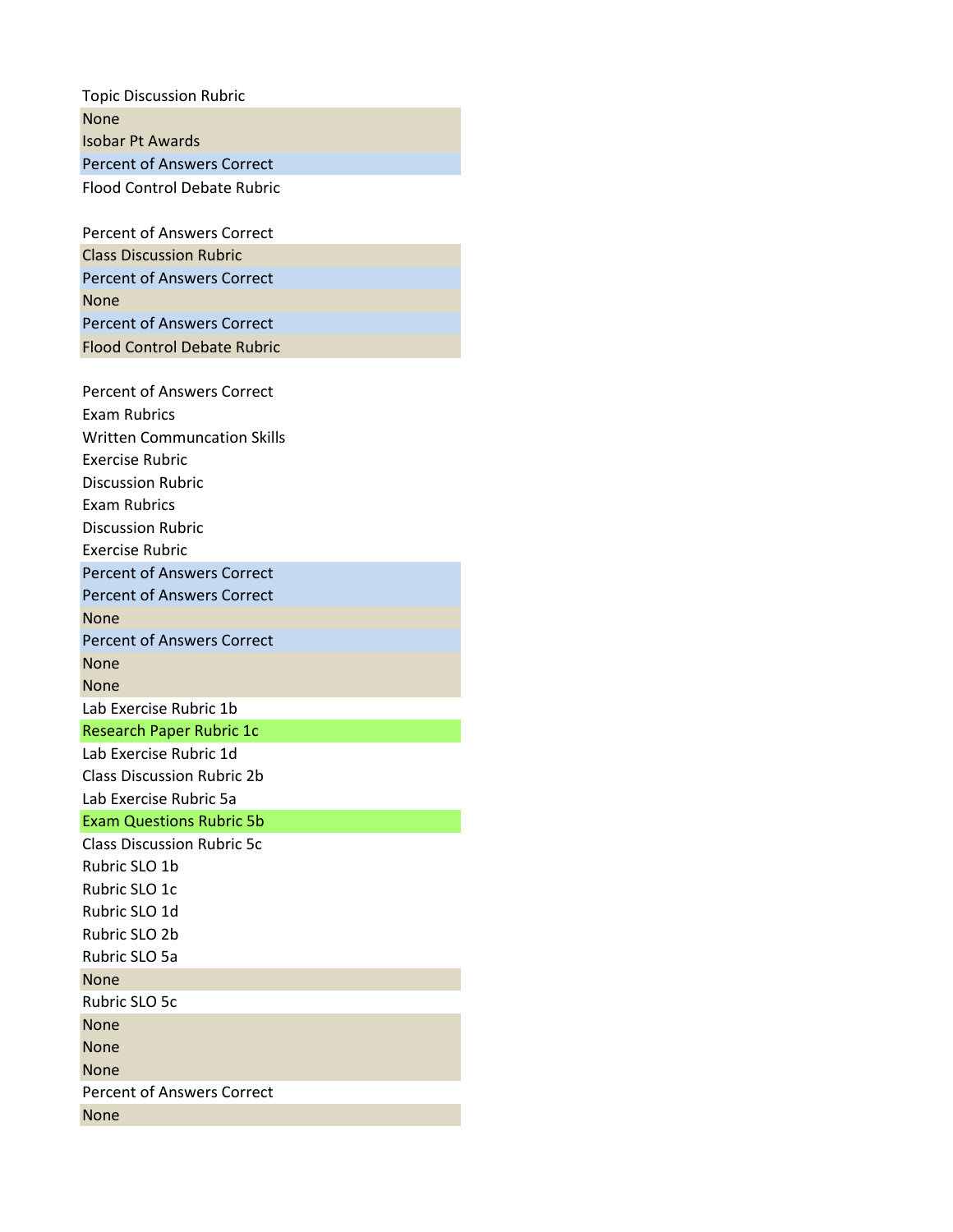Topic Discussion Rubric
None
Isobar Pt Awards
Percent of Answers Correct
Flood Control Debate Rubric

Percent of Answers Correct
Class Discussion Rubric
Percent of Answers Correct
None
Percent of Answers Correct
Flood Control Debate Rubric

Percent of Answers Correct
Exam Rubrics
Written Communcation Skills
Exercise Rubric
Discussion Rubric
Exam Rubrics
Discussion Rubric
Exercise Rubric
Percent of Answers Correct
Percent of Answers Correct
None
Percent of Answers Correct
None
None
Lab Exercise Rubric 1b
Research Paper Rubric 1c
Lab Exercise Rubric 1d
Class Discussion Rubric 2b
Lab Exercise Rubric 5a
Exam Questions Rubric 5b
Class Discussion Rubric 5c
Rubric SLO 1b
Rubric SLO 1c
Rubric SLO 1d
Rubric SLO 2b
Rubric SLO 5a
None
Rubric SLO 5c
None
None
None
Percent of Answers Correct
None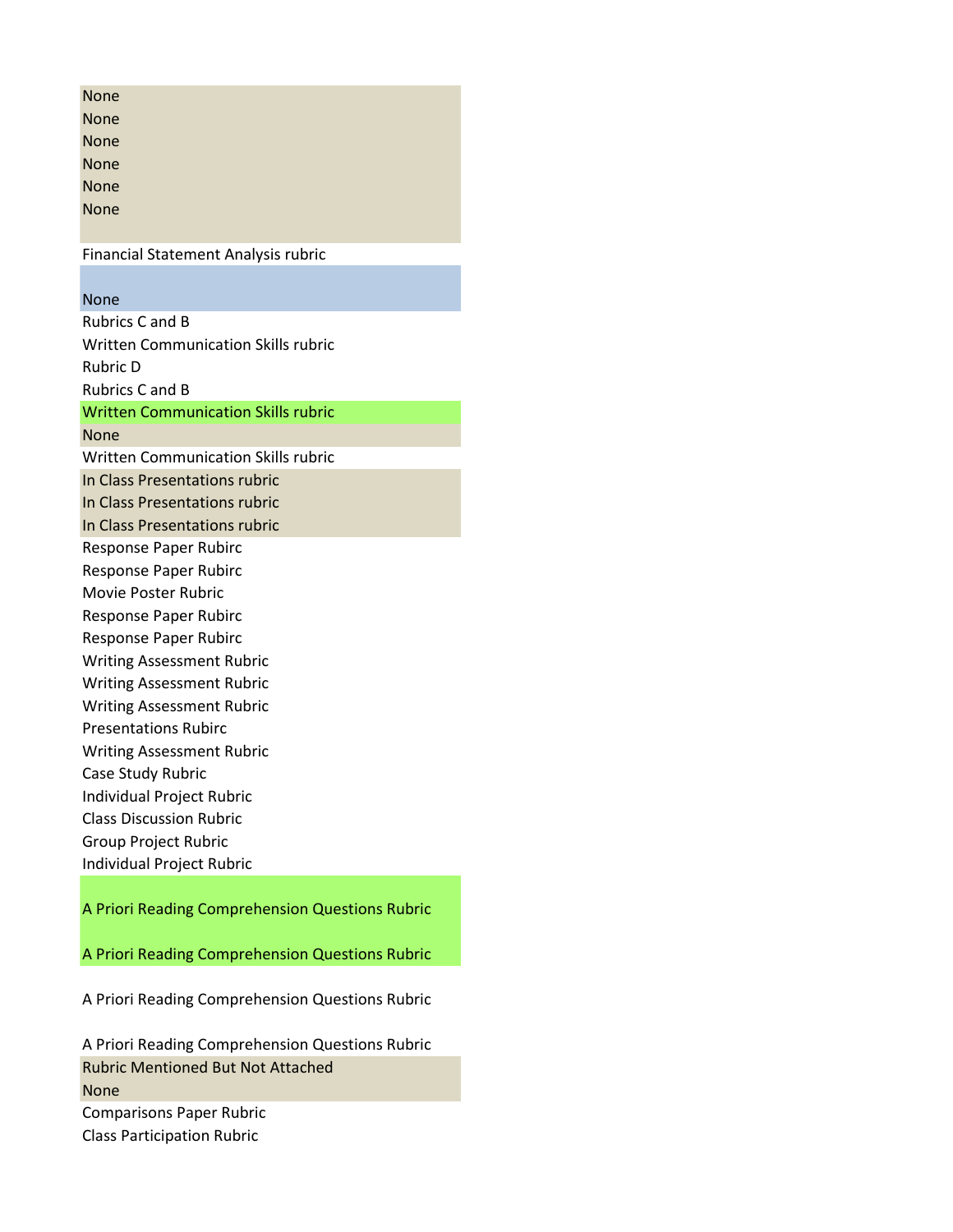None
None
None
None
None
None

Financial Statement Analysis rubric

None
Rubrics C and B
Written Communication Skills rubric
Rubric D
Rubrics C and B
Written Communication Skills rubric
None
Written Communication Skills rubric
In Class Presentations rubric
In Class Presentations rubric
In Class Presentations rubric
Response Paper Rubirc
Response Paper Rubirc
Movie Poster Rubric
Response Paper Rubirc
Response Paper Rubirc
Writing Assessment Rubric
Writing Assessment Rubric
Writing Assessment Rubric
Presentations Rubirc
Writing Assessment Rubric
Case Study Rubric
Individual Project Rubric
Class Discussion Rubric
Group Project Rubric
Individual Project Rubric

A Priori Reading Comprehension Questions Rubric

A Priori Reading Comprehension Questions Rubric

A Priori Reading Comprehension Questions Rubric

A Priori Reading Comprehension Questions Rubric
Rubric Mentioned But Not Attached
None
Comparisons Paper Rubric
Class Participation Rubric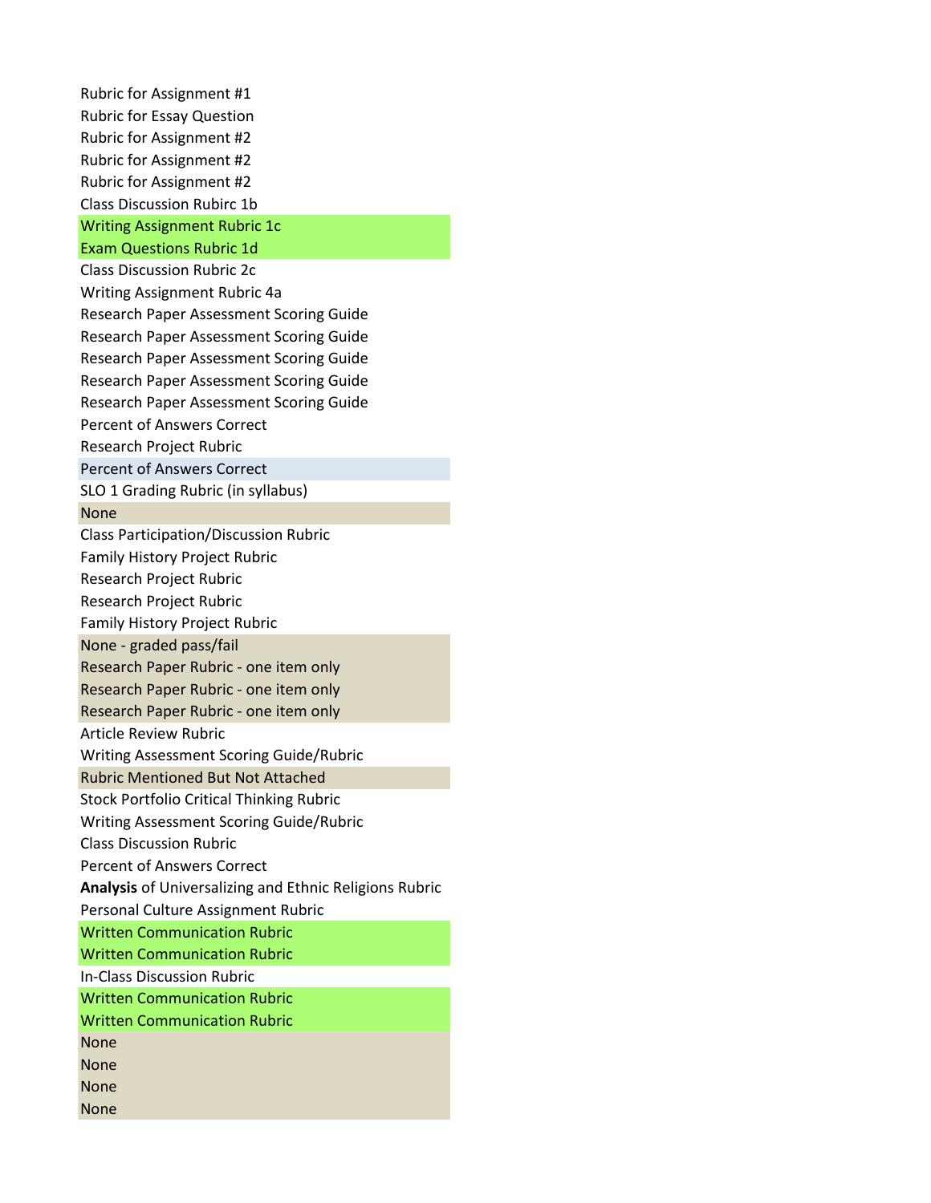Rubric for Assignment #1
Rubric for Essay Question
Rubric for Assignment #2
Rubric for Assignment #2
Rubric for Assignment #2
Class Discussion Rubirc 1b
Writing Assignment Rubric 1c
Exam Questions Rubric 1d
Class Discussion Rubric 2c
Writing Assignment Rubric 4a
Research Paper Assessment Scoring Guide
Research Paper Assessment Scoring Guide
Research Paper Assessment Scoring Guide
Research Paper Assessment Scoring Guide
Research Paper Assessment Scoring Guide
Percent of Answers Correct
Research Project Rubric
Percent of Answers Correct
SLO 1 Grading Rubric (in syllabus)
None
Class Participation/Discussion Rubric
Family History Project Rubric
Research Project Rubric
Research Project Rubric
Family History Project Rubric
None - graded pass/fail
Research Paper Rubric - one item only
Research Paper Rubric - one item only
Research Paper Rubric - one item only
Article Review Rubric
Writing Assessment Scoring Guide/Rubric
Rubric Mentioned But Not Attached
Stock Portfolio Critical Thinking Rubric
Writing Assessment Scoring Guide/Rubric
Class Discussion Rubric
Percent of Answers Correct
**Analysis** of Universalizing and Ethnic Religions Rubric
Personal Culture Assignment Rubric
Written Communication Rubric
Written Communication Rubric
In-Class Discussion Rubric
Written Communication Rubric
Written Communication Rubric
None
None
None
None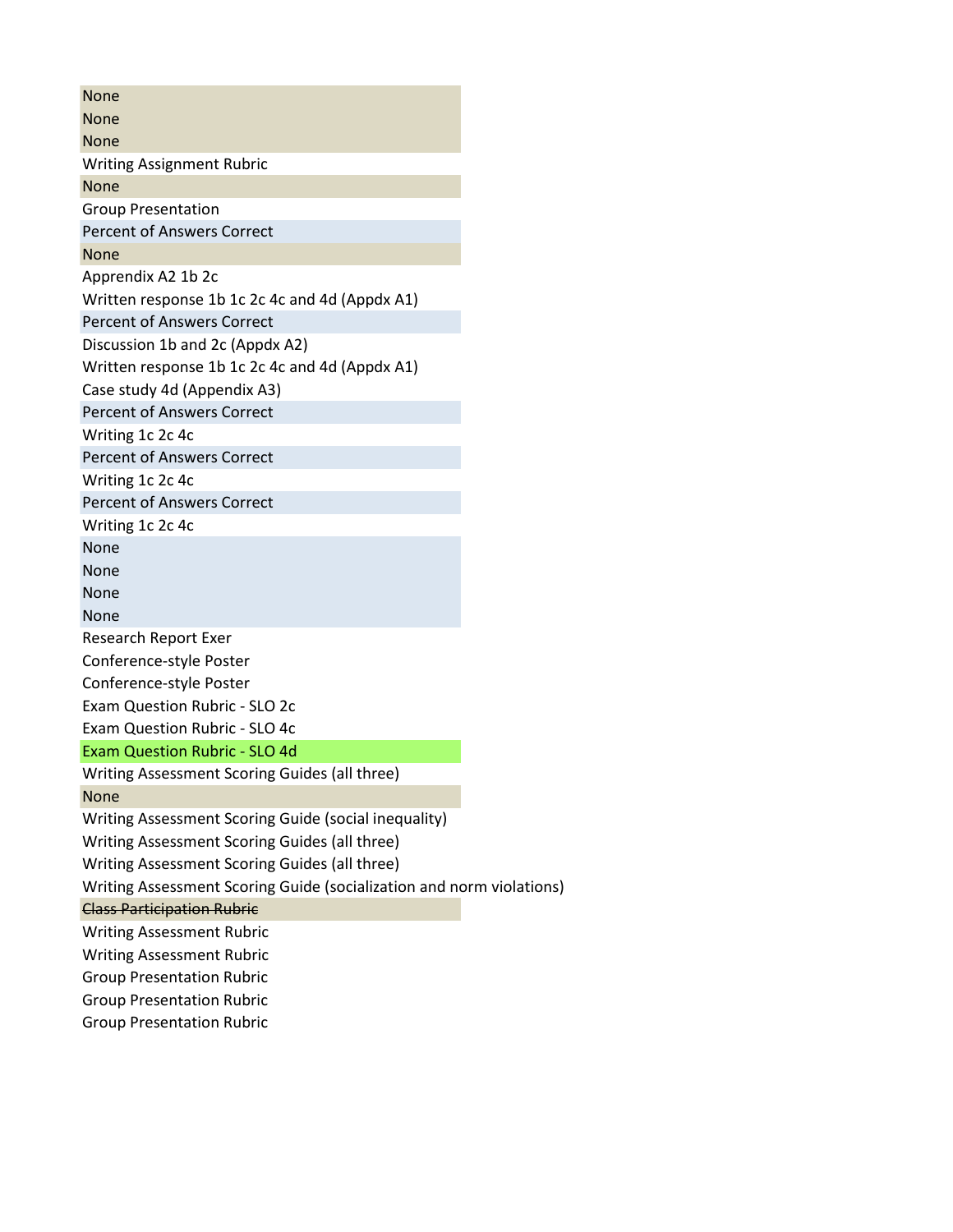None
None
None
Writing Assignment Rubric
None
Group Presentation
Percent of Answers Correct
None
Apprendix A2 1b 2c
Written response 1b 1c 2c 4c and 4d (Appdx A1)
Percent of Answers Correct
Discussion 1b and 2c (Appdx A2)
Written response 1b 1c 2c 4c and 4d (Appdx A1)
Case study 4d (Appendix A3)
Percent of Answers Correct
Writing 1c 2c 4c
Percent of Answers Correct
Writing 1c 2c 4c
Percent of Answers Correct
Writing 1c 2c 4c
None
None
None
None
Research Report Exer
Conference-style Poster
Conference-style Poster
Exam Question Rubric - SLO 2c
Exam Question Rubric - SLO 4c
Exam Question Rubric - SLO 4d
Writing Assessment Scoring Guides (all three)
None
Writing Assessment Scoring Guide (social inequality)
Writing Assessment Scoring Guides (all three)
Writing Assessment Scoring Guides (all three)
Writing Assessment Scoring Guide (socialization and norm violations)
~~Class Participation Rubric~~
Writing Assessment Rubric
Writing Assessment Rubric
Group Presentation Rubric
Group Presentation Rubric
Group Presentation Rubric